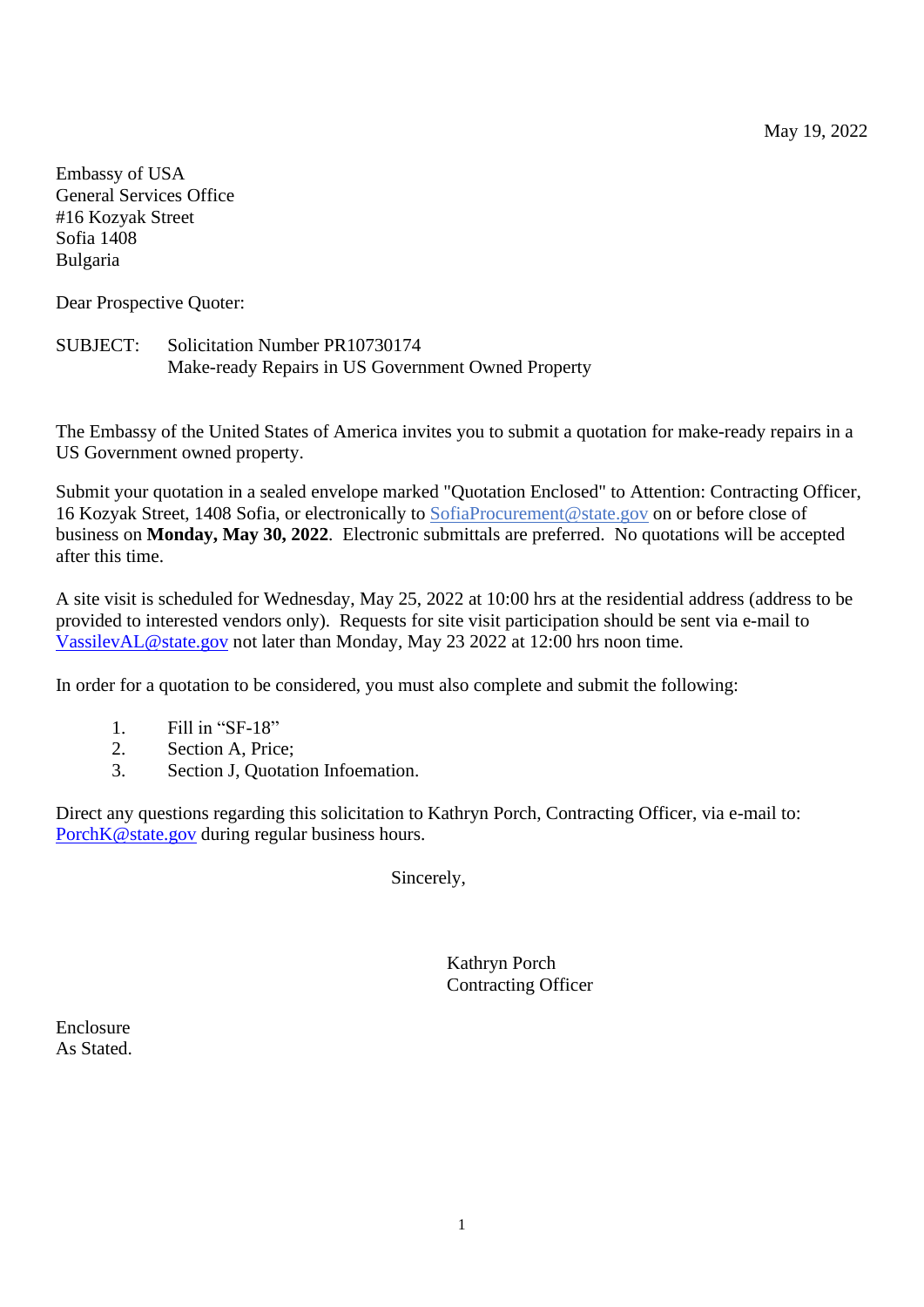May 19, 2022

Embassy of USA
General Services Office
#16 Kozyak Street
Sofia 1408
Bulgaria

Dear Prospective Quoter:

SUBJECT: Solicitation Number PR10730174
Make-ready Repairs in US Government Owned Property

The Embassy of the United States of America invites you to submit a quotation for make-ready repairs in a US Government owned property.

Submit your quotation in a sealed envelope marked "Quotation Enclosed" to Attention: Contracting Officer, 16 Kozyak Street, 1408 Sofia, or electronically to SofiaProcurement@state.gov on or before close of business on **Monday, May 30, 2022**. Electronic submittals are preferred. No quotations will be accepted after this time.

A site visit is scheduled for Wednesday, May 25, 2022 at 10:00 hrs at the residential address (address to be provided to interested vendors only). Requests for site visit participation should be sent via e-mail to VassilevAL@state.gov not later than Monday, May 23 2022 at 12:00 hrs noon time.

In order for a quotation to be considered, you must also complete and submit the following:

1. Fill in "SF-18"
2. Section A, Price;
3. Section J, Quotation Infoemation.

Direct any questions regarding this solicitation to Kathryn Porch, Contracting Officer, via e-mail to: PorchK@state.gov during regular business hours.

Sincerely,

Kathryn Porch
Contracting Officer

Enclosure
As Stated.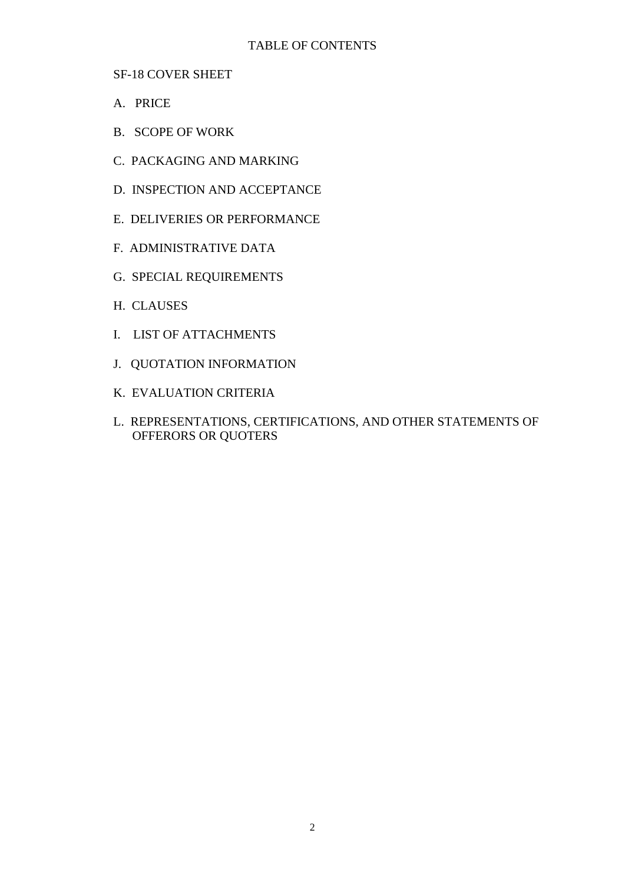# TABLE OF CONTENTS

SF-18 COVER SHEET

A. PRICE

B. SCOPE OF WORK

C. PACKAGING AND MARKING

D. INSPECTION AND ACCEPTANCE

E. DELIVERIES OR PERFORMANCE

F. ADMINISTRATIVE DATA

G. SPECIAL REQUIREMENTS

H. CLAUSES

I. LIST OF ATTACHMENTS

J. QUOTATION INFORMATION

K. EVALUATION CRITERIA

L. REPRESENTATIONS, CERTIFICATIONS, AND OTHER STATEMENTS OF OFFERORS OR QUOTERS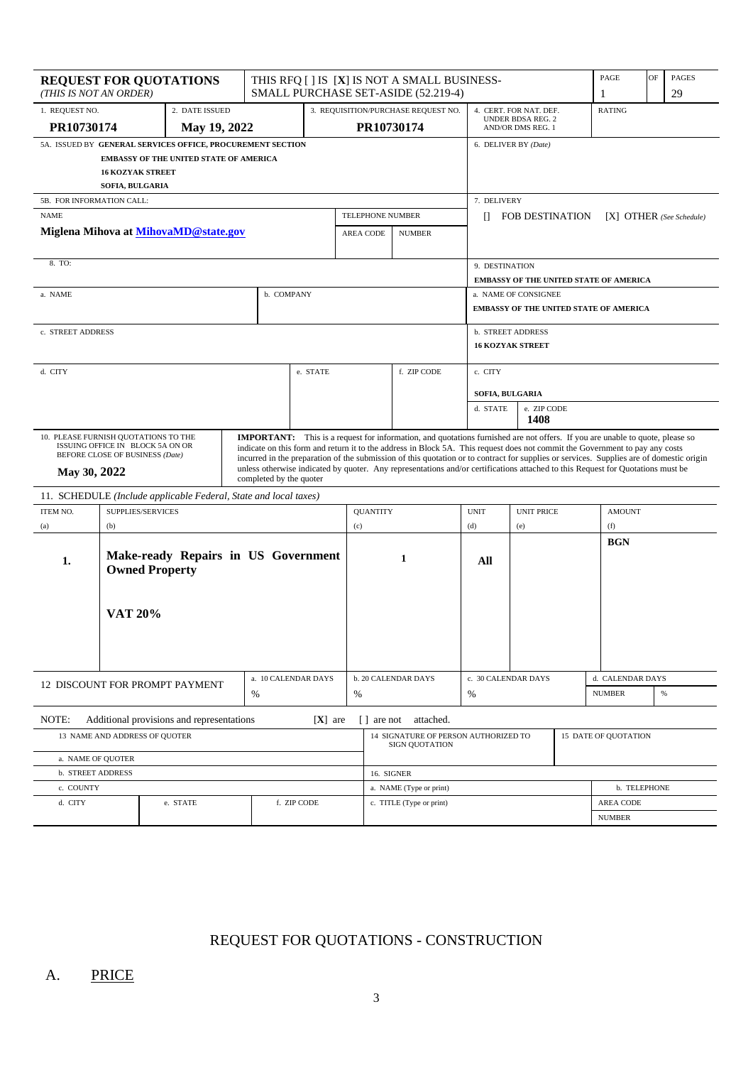| **REQUEST FOR QUOTATIONS** *(THIS IS NOT AN ORDER)* | THIS RFQ [ ] IS [X] IS NOT A SMALL BUSINESS-SMALL PURCHASE SET-ASIDE (52.219-4) | PAGE 1 | OF | PAGES 29 |
|---|---|---|---|---|

| 1. REQUEST NO. | 2. DATE ISSUED | 3. REQUISITION/PURCHASE REQUEST NO. | 4. CERT. FOR NAT. DEF. UNDER BDSA REG. 2 AND/OR DMS REG. 1 | RATING |
|---|---|---|---|---|
| **PR10730174** | **May 19, 2022** | **PR10730174** | | |

| 5A. ISSUED BY GENERAL SERVICES OFFICE, PROCUREMENT SECTION | 6. DELIVER BY *(Date)* |
|---|---|
| **EMBASSY OF THE UNITED STATE OF AMERICA**<br>**16 KOZYAK STREET**<br>**SOFIA, BULGARIA** | |

| 5B. FOR INFORMATION CALL: | | | 7. DELIVERY |
|---|---|---|---|
| NAME | TELEPHONE NUMBER | | [] FOB DESTINATION [X] OTHER *(See Schedule)* |
| **Miglena Mihova at MihovaMD@state.gov** | AREA CODE | NUMBER | |

| 8. TO: | | | | | 9. DESTINATION |
|---|---|---|---|---|---|
| | | | | | **EMBASSY OF THE UNITED STATE OF AMERICA** |
| a. NAME | | b. COMPANY | | | a. NAME OF CONSIGNEE<br>**EMBASSY OF THE UNITED STATE OF AMERICA** |
| c. STREET ADDRESS | | | | | b. STREET ADDRESS<br>**16 KOZYAK STREET** |
| d. CITY | | e. STATE | | f. ZIP CODE | c. CITY<br>**SOFIA, BULGARIA** |
| | | | | | d. STATE / e. ZIP CODE **1408** |

| 10. PLEASE FURNISH QUOTATIONS TO THE ISSUING OFFICE IN BLOCK 5A ON OR BEFORE CLOSE OF BUSINESS *(Date)* | **IMPORTANT:** This is a request for information, and quotations furnished are not offers. If you are unable to quote, please so indicate on this form and return it to the address in Block 5A. This request does not commit the Government to pay any costs incurred in the preparation of the submission of this quotation or to contract for supplies or services. Supplies are of domestic origin unless otherwise indicated by quoter. Any representations and/or certifications attached to this Request for Quotations must be completed by the quoter |
|---|---|
| **May 30, 2022** | |

11. SCHEDULE *(Include applicable Federal, State and local taxes)*

| ITEM NO. (a) | SUPPLIES/SERVICES (b) | QUANTITY (c) | UNIT (d) | UNIT PRICE (e) | AMOUNT (f) |
|---|---|---|---|---|---|
| **1.** | **Make-ready Repairs in US Government Owned Property**<br><br>**VAT 20%** | **1** | **All** | | **BGN** |

| 12 DISCOUNT FOR PROMPT PAYMENT | a. 10 CALENDAR DAYS | b. 20 CALENDAR DAYS | c. 30 CALENDAR DAYS | d. CALENDAR DAYS | |
|---|---|---|---|---|---|
| | % | % | % | NUMBER | % |

NOTE: Additional provisions and representations [X] are [ ] are not attached.

| 13 NAME AND ADDRESS OF QUOTER | | | 14 SIGNATURE OF PERSON AUTHORIZED TO SIGN QUOTATION | 15 DATE OF QUOTATION |
|---|---|---|---|---|
| a. NAME OF QUOTER | | | | |
| b. STREET ADDRESS | | | 16. SIGNER | |
| c. COUNTY | | | a. NAME (Type or print) | b. TELEPHONE |
| d. CITY | e. STATE | f. ZIP CODE | c. TITLE (Type or print) | AREA CODE<br>NUMBER |

# REQUEST FOR QUOTATIONS - CONSTRUCTION

## A. PRICE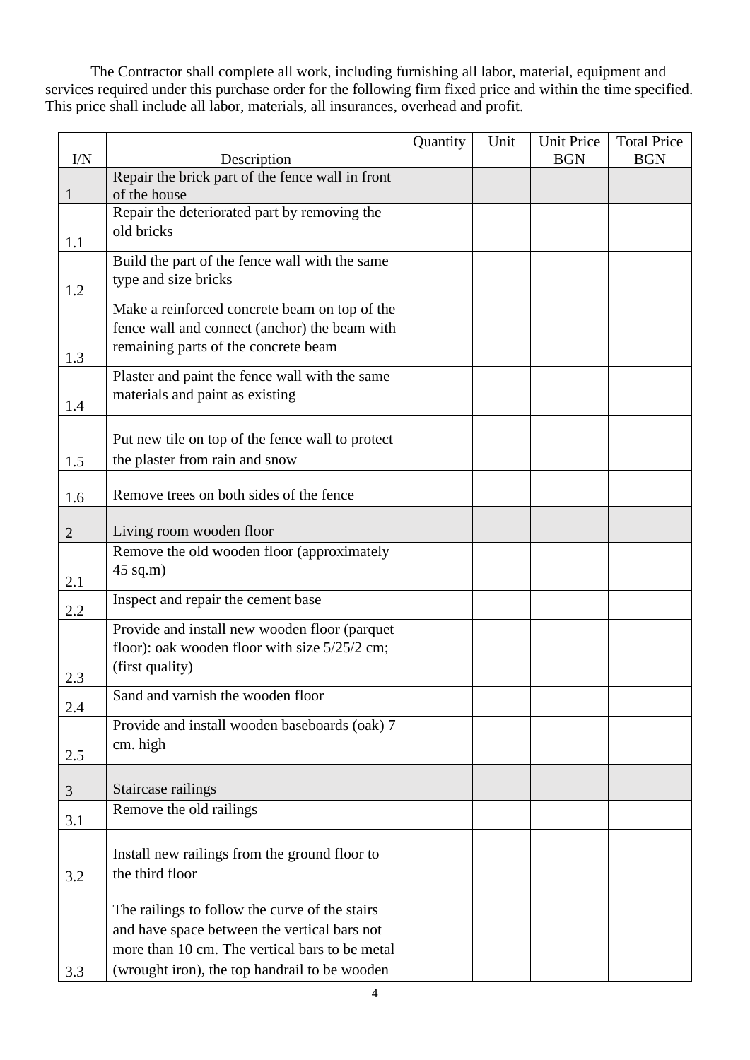The Contractor shall complete all work, including furnishing all labor, material, equipment and services required under this purchase order for the following firm fixed price and within the time specified. This price shall include all labor, materials, all insurances, overhead and profit.

| I/N | Description | Quantity | Unit | Unit Price BGN | Total Price BGN |
|---|---|---|---|---|---|
| 1 | Repair the brick part of the fence wall in front of the house | | | | |
| 1.1 | Repair the deteriorated part by removing the old bricks | | | | |
| 1.2 | Build the part of the fence wall with the same type and size bricks | | | | |
| 1.3 | Make a reinforced concrete beam on top of the fence wall and connect (anchor) the beam with remaining parts of the concrete beam | | | | |
| 1.4 | Plaster and paint the fence wall with the same materials and paint as existing | | | | |
| 1.5 | Put new tile on top of the fence wall to protect the plaster from rain and snow | | | | |
| 1.6 | Remove trees on both sides of the fence | | | | |
| 2 | Living room wooden floor | | | | |
| 2.1 | Remove the old wooden floor (approximately 45 sq.m) | | | | |
| 2.2 | Inspect and repair the cement base | | | | |
| 2.3 | Provide and install new wooden floor (parquet floor): oak wooden floor with size 5/25/2 cm; (first quality) | | | | |
| 2.4 | Sand and varnish the wooden floor | | | | |
| 2.5 | Provide and install wooden baseboards (oak) 7 cm. high | | | | |
| 3 | Staircase railings | | | | |
| 3.1 | Remove the old railings | | | | |
| 3.2 | Install new railings from the ground floor to the third floor | | | | |
| 3.3 | The railings to follow the curve of the stairs and have space between the vertical bars not more than 10 cm. The vertical bars to be metal (wrought iron), the top handrail to be wooden | | | | |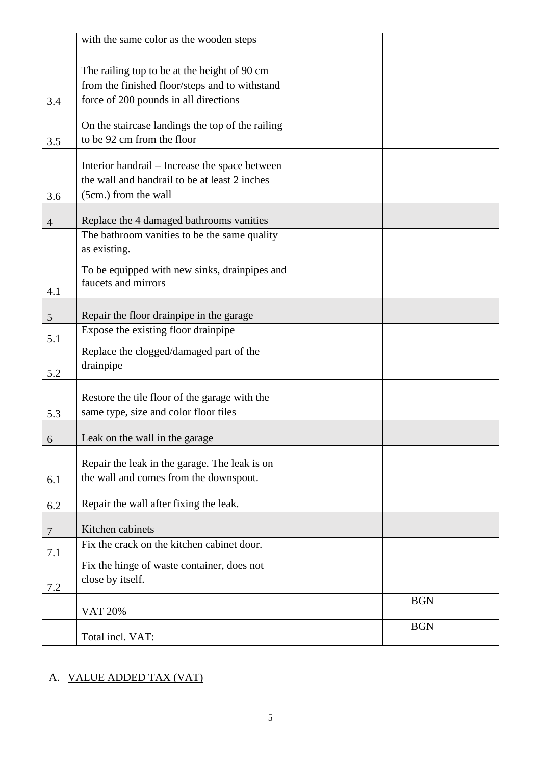| | | | | | |
|---|---|---|---|---|---|
| | with the same color as the wooden steps | | | | |
| 3.4 | The railing top to be at the height of 90 cm from the finished floor/steps and to withstand force of 200 pounds in all directions | | | | |
| 3.5 | On the staircase landings the top of the railing to be 92 cm from the floor | | | | |
| 3.6 | Interior handrail – Increase the space between the wall and handrail to be at least 2 inches (5cm.) from the wall | | | | |
| 4 | Replace the 4 damaged bathrooms vanities | | | | |
| 4.1 | The bathroom vanities to be the same quality as existing.<br>To be equipped with new sinks, drainpipes and faucets and mirrors | | | | |
| 5 | Repair the floor drainpipe in the garage | | | | |
| 5.1 | Expose the existing floor drainpipe | | | | |
| 5.2 | Replace the clogged/damaged part of the drainpipe | | | | |
| 5.3 | Restore the tile floor of the garage with the same type, size and color floor tiles | | | | |
| 6 | Leak on the wall in the garage | | | | |
| 6.1 | Repair the leak in the garage. The leak is on the wall and comes from the downspout. | | | | |
| 6.2 | Repair the wall after fixing the leak. | | | | |
| 7 | Kitchen cabinets | | | | |
| 7.1 | Fix the crack on the kitchen cabinet door. | | | | |
| 7.2 | Fix the hinge of waste container, does not close by itself. | | | | |
| | VAT 20% | | | BGN | |
| | Total incl. VAT: | | | BGN | |

A. VALUE ADDED TAX (VAT)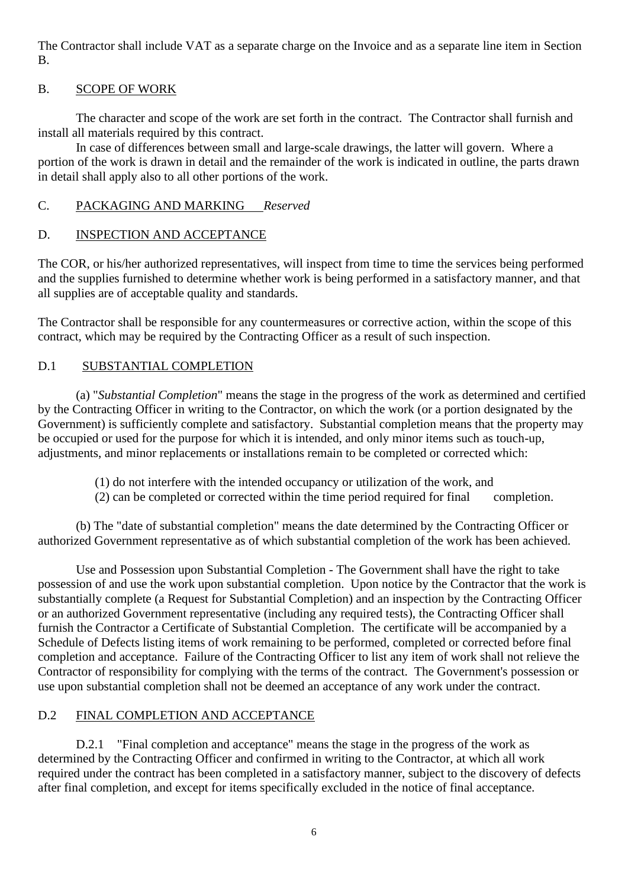The Contractor shall include VAT as a separate charge on the Invoice and as a separate line item in Section B.

## B. SCOPE OF WORK

The character and scope of the work are set forth in the contract. The Contractor shall furnish and install all materials required by this contract.

In case of differences between small and large-scale drawings, the latter will govern. Where a portion of the work is drawn in detail and the remainder of the work is indicated in outline, the parts drawn in detail shall apply also to all other portions of the work.

## C. PACKAGING AND MARKING *Reserved*

## D. INSPECTION AND ACCEPTANCE

The COR, or his/her authorized representatives, will inspect from time to time the services being performed and the supplies furnished to determine whether work is being performed in a satisfactory manner, and that all supplies are of acceptable quality and standards.

The Contractor shall be responsible for any countermeasures or corrective action, within the scope of this contract, which may be required by the Contracting Officer as a result of such inspection.

### D.1 SUBSTANTIAL COMPLETION

(a) "*Substantial Completion*" means the stage in the progress of the work as determined and certified by the Contracting Officer in writing to the Contractor, on which the work (or a portion designated by the Government) is sufficiently complete and satisfactory. Substantial completion means that the property may be occupied or used for the purpose for which it is intended, and only minor items such as touch-up, adjustments, and minor replacements or installations remain to be completed or corrected which:

(1) do not interfere with the intended occupancy or utilization of the work, and
(2) can be completed or corrected within the time period required for final completion.

(b) The "date of substantial completion" means the date determined by the Contracting Officer or authorized Government representative as of which substantial completion of the work has been achieved.

Use and Possession upon Substantial Completion - The Government shall have the right to take possession of and use the work upon substantial completion. Upon notice by the Contractor that the work is substantially complete (a Request for Substantial Completion) and an inspection by the Contracting Officer or an authorized Government representative (including any required tests), the Contracting Officer shall furnish the Contractor a Certificate of Substantial Completion. The certificate will be accompanied by a Schedule of Defects listing items of work remaining to be performed, completed or corrected before final completion and acceptance. Failure of the Contracting Officer to list any item of work shall not relieve the Contractor of responsibility for complying with the terms of the contract. The Government's possession or use upon substantial completion shall not be deemed an acceptance of any work under the contract.

### D.2 FINAL COMPLETION AND ACCEPTANCE

D.2.1 "Final completion and acceptance" means the stage in the progress of the work as determined by the Contracting Officer and confirmed in writing to the Contractor, at which all work required under the contract has been completed in a satisfactory manner, subject to the discovery of defects after final completion, and except for items specifically excluded in the notice of final acceptance.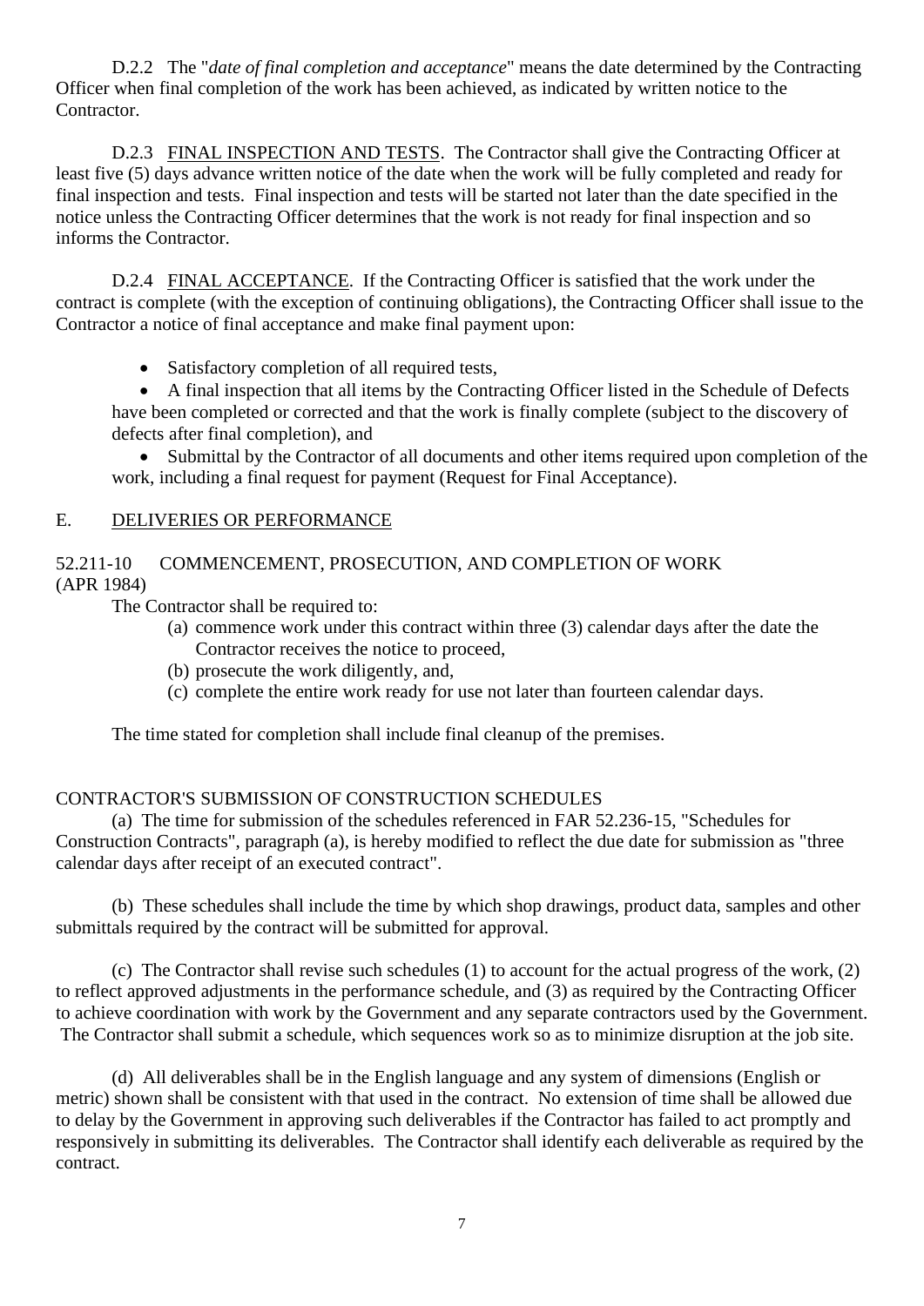D.2.2 The "*date of final completion and acceptance*" means the date determined by the Contracting Officer when final completion of the work has been achieved, as indicated by written notice to the Contractor.

D.2.3 FINAL INSPECTION AND TESTS. The Contractor shall give the Contracting Officer at least five (5) days advance written notice of the date when the work will be fully completed and ready for final inspection and tests. Final inspection and tests will be started not later than the date specified in the notice unless the Contracting Officer determines that the work is not ready for final inspection and so informs the Contractor.

D.2.4 FINAL ACCEPTANCE. If the Contracting Officer is satisfied that the work under the contract is complete (with the exception of continuing obligations), the Contracting Officer shall issue to the Contractor a notice of final acceptance and make final payment upon:

- Satisfactory completion of all required tests,
- A final inspection that all items by the Contracting Officer listed in the Schedule of Defects have been completed or corrected and that the work is finally complete (subject to the discovery of defects after final completion), and
- Submittal by the Contractor of all documents and other items required upon completion of the work, including a final request for payment (Request for Final Acceptance).

## E. DELIVERIES OR PERFORMANCE

### 52.211-10 COMMENCEMENT, PROSECUTION, AND COMPLETION OF WORK (APR 1984)

The Contractor shall be required to:

(a) commence work under this contract within three (3) calendar days after the date the Contractor receives the notice to proceed,

(b) prosecute the work diligently, and,

(c) complete the entire work ready for use not later than fourteen calendar days.

The time stated for completion shall include final cleanup of the premises.

### CONTRACTOR'S SUBMISSION OF CONSTRUCTION SCHEDULES

(a) The time for submission of the schedules referenced in FAR 52.236-15, "Schedules for Construction Contracts", paragraph (a), is hereby modified to reflect the due date for submission as "three calendar days after receipt of an executed contract".

(b) These schedules shall include the time by which shop drawings, product data, samples and other submittals required by the contract will be submitted for approval.

(c) The Contractor shall revise such schedules (1) to account for the actual progress of the work, (2) to reflect approved adjustments in the performance schedule, and (3) as required by the Contracting Officer to achieve coordination with work by the Government and any separate contractors used by the Government. The Contractor shall submit a schedule, which sequences work so as to minimize disruption at the job site.

(d) All deliverables shall be in the English language and any system of dimensions (English or metric) shown shall be consistent with that used in the contract. No extension of time shall be allowed due to delay by the Government in approving such deliverables if the Contractor has failed to act promptly and responsively in submitting its deliverables. The Contractor shall identify each deliverable as required by the contract.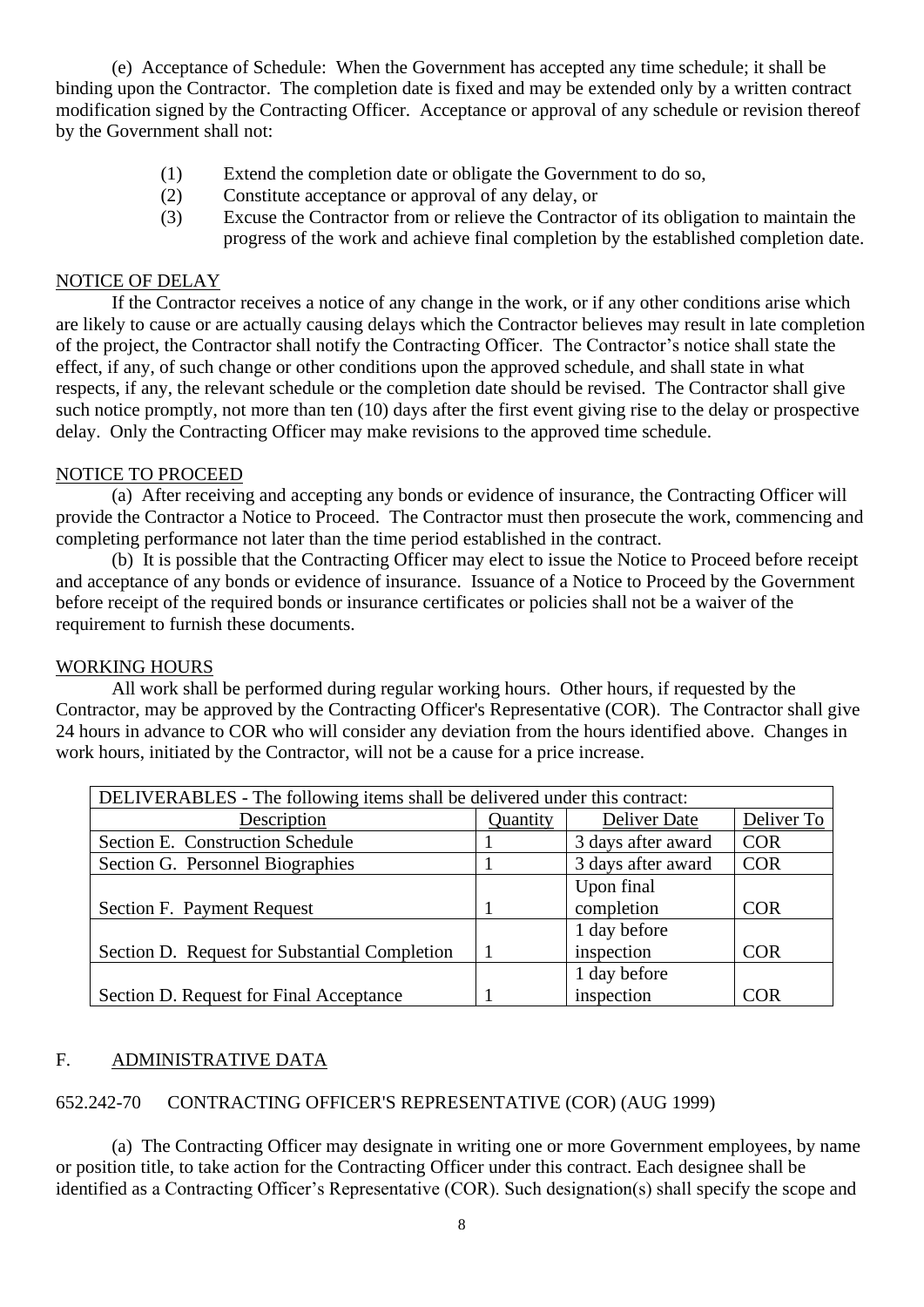(e) Acceptance of Schedule: When the Government has accepted any time schedule; it shall be binding upon the Contractor. The completion date is fixed and may be extended only by a written contract modification signed by the Contracting Officer. Acceptance or approval of any schedule or revision thereof by the Government shall not:

(1) Extend the completion date or obligate the Government to do so,
(2) Constitute acceptance or approval of any delay, or
(3) Excuse the Contractor from or relieve the Contractor of its obligation to maintain the progress of the work and achieve final completion by the established completion date.

NOTICE OF DELAY

If the Contractor receives a notice of any change in the work, or if any other conditions arise which are likely to cause or are actually causing delays which the Contractor believes may result in late completion of the project, the Contractor shall notify the Contracting Officer. The Contractor's notice shall state the effect, if any, of such change or other conditions upon the approved schedule, and shall state in what respects, if any, the relevant schedule or the completion date should be revised. The Contractor shall give such notice promptly, not more than ten (10) days after the first event giving rise to the delay or prospective delay. Only the Contracting Officer may make revisions to the approved time schedule.

NOTICE TO PROCEED

(a) After receiving and accepting any bonds or evidence of insurance, the Contracting Officer will provide the Contractor a Notice to Proceed. The Contractor must then prosecute the work, commencing and completing performance not later than the time period established in the contract.

(b) It is possible that the Contracting Officer may elect to issue the Notice to Proceed before receipt and acceptance of any bonds or evidence of insurance. Issuance of a Notice to Proceed by the Government before receipt of the required bonds or insurance certificates or policies shall not be a waiver of the requirement to furnish these documents.

WORKING HOURS

All work shall be performed during regular working hours. Other hours, if requested by the Contractor, may be approved by the Contracting Officer's Representative (COR). The Contractor shall give 24 hours in advance to COR who will consider any deviation from the hours identified above. Changes in work hours, initiated by the Contractor, will not be a cause for a price increase.

| DELIVERABLES - The following items shall be delivered under this contract: | | | |
|---|---|---|---|
| Description | Quantity | Deliver Date | Deliver To |
| Section E. Construction Schedule | 1 | 3 days after award | COR |
| Section G. Personnel Biographies | 1 | 3 days after award | COR |
| Section F. Payment Request | 1 | Upon final completion | COR |
| Section D. Request for Substantial Completion | 1 | 1 day before inspection | COR |
| Section D. Request for Final Acceptance | 1 | 1 day before inspection | COR |

## F. ADMINISTRATIVE DATA

652.242-70 CONTRACTING OFFICER'S REPRESENTATIVE (COR) (AUG 1999)

(a) The Contracting Officer may designate in writing one or more Government employees, by name or position title, to take action for the Contracting Officer under this contract. Each designee shall be identified as a Contracting Officer's Representative (COR). Such designation(s) shall specify the scope and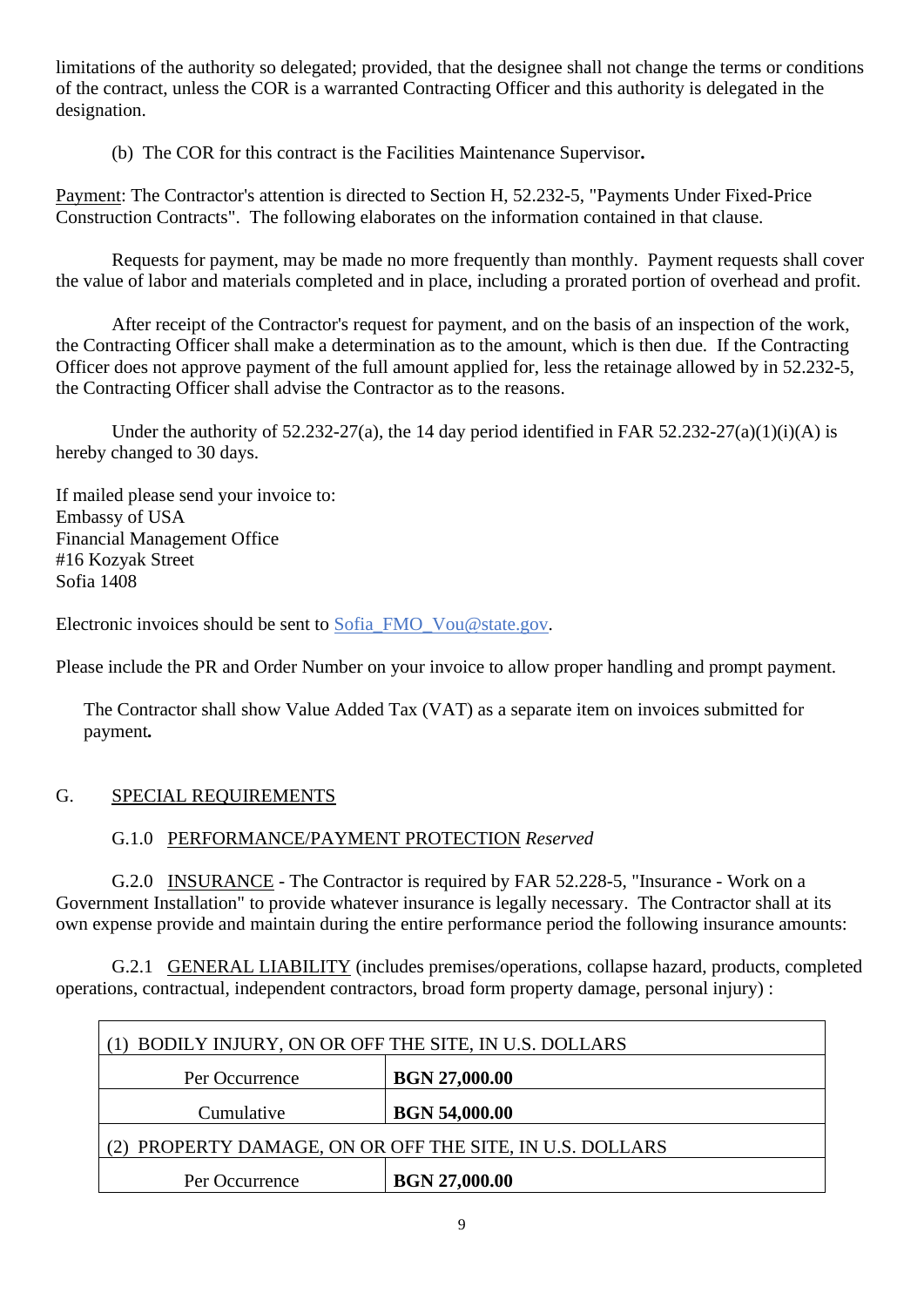limitations of the authority so delegated; provided, that the designee shall not change the terms or conditions of the contract, unless the COR is a warranted Contracting Officer and this authority is delegated in the designation.

(b) The COR for this contract is the Facilities Maintenance Supervisor**.**

Payment: The Contractor's attention is directed to Section H, 52.232-5, "Payments Under Fixed-Price Construction Contracts". The following elaborates on the information contained in that clause.

Requests for payment, may be made no more frequently than monthly. Payment requests shall cover the value of labor and materials completed and in place, including a prorated portion of overhead and profit.

After receipt of the Contractor's request for payment, and on the basis of an inspection of the work, the Contracting Officer shall make a determination as to the amount, which is then due. If the Contracting Officer does not approve payment of the full amount applied for, less the retainage allowed by in 52.232-5, the Contracting Officer shall advise the Contractor as to the reasons.

Under the authority of 52.232-27(a), the 14 day period identified in FAR 52.232-27(a)(1)(i)(A) is hereby changed to 30 days.

If mailed please send your invoice to:
Embassy of USA
Financial Management Office
#16 Kozyak Street
Sofia 1408

Electronic invoices should be sent to Sofia_FMO_Vou@state.gov.

Please include the PR and Order Number on your invoice to allow proper handling and prompt payment.

The Contractor shall show Value Added Tax (VAT) as a separate item on invoices submitted for payment***.***

## G. SPECIAL REQUIREMENTS

G.1.0 PERFORMANCE/PAYMENT PROTECTION *Reserved*

G.2.0 INSURANCE - The Contractor is required by FAR 52.228-5, "Insurance - Work on a Government Installation" to provide whatever insurance is legally necessary. The Contractor shall at its own expense provide and maintain during the entire performance period the following insurance amounts:

G.2.1 GENERAL LIABILITY (includes premises/operations, collapse hazard, products, completed operations, contractual, independent contractors, broad form property damage, personal injury) :

| (1) BODILY INJURY, ON OR OFF THE SITE, IN U.S. DOLLARS | |
|---|---|
| Per Occurrence | **BGN 27,000.00** |
| Cumulative | **BGN 54,000.00** |
| (2) PROPERTY DAMAGE, ON OR OFF THE SITE, IN U.S. DOLLARS | |
| Per Occurrence | **BGN 27,000.00** |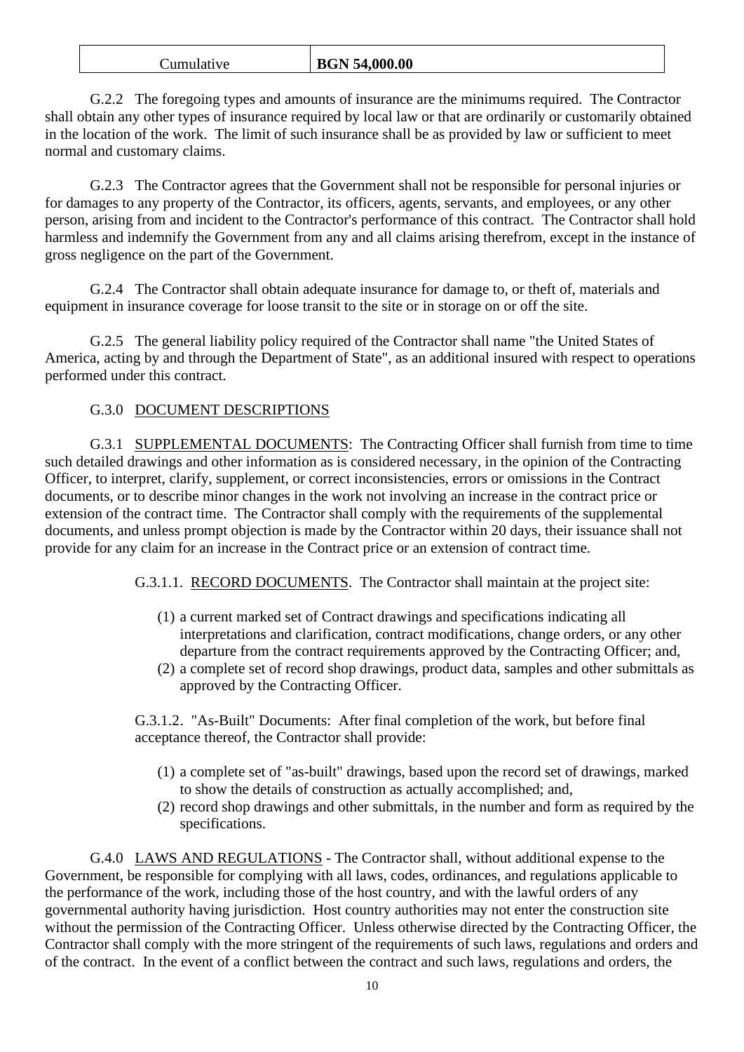| Cumulative | **BGN 54,000.00** |
|---|---|

G.2.2 The foregoing types and amounts of insurance are the minimums required. The Contractor shall obtain any other types of insurance required by local law or that are ordinarily or customarily obtained in the location of the work. The limit of such insurance shall be as provided by law or sufficient to meet normal and customary claims.

G.2.3 The Contractor agrees that the Government shall not be responsible for personal injuries or for damages to any property of the Contractor, its officers, agents, servants, and employees, or any other person, arising from and incident to the Contractor's performance of this contract. The Contractor shall hold harmless and indemnify the Government from any and all claims arising therefrom, except in the instance of gross negligence on the part of the Government.

G.2.4 The Contractor shall obtain adequate insurance for damage to, or theft of, materials and equipment in insurance coverage for loose transit to the site or in storage on or off the site.

G.2.5 The general liability policy required of the Contractor shall name "the United States of America, acting by and through the Department of State", as an additional insured with respect to operations performed under this contract.

G.3.0 DOCUMENT DESCRIPTIONS

G.3.1 SUPPLEMENTAL DOCUMENTS: The Contracting Officer shall furnish from time to time such detailed drawings and other information as is considered necessary, in the opinion of the Contracting Officer, to interpret, clarify, supplement, or correct inconsistencies, errors or omissions in the Contract documents, or to describe minor changes in the work not involving an increase in the contract price or extension of the contract time. The Contractor shall comply with the requirements of the supplemental documents, and unless prompt objection is made by the Contractor within 20 days, their issuance shall not provide for any claim for an increase in the Contract price or an extension of contract time.

G.3.1.1. RECORD DOCUMENTS. The Contractor shall maintain at the project site:

(1) a current marked set of Contract drawings and specifications indicating all interpretations and clarification, contract modifications, change orders, or any other departure from the contract requirements approved by the Contracting Officer; and,
(2) a complete set of record shop drawings, product data, samples and other submittals as approved by the Contracting Officer.

G.3.1.2. "As-Built" Documents: After final completion of the work, but before final acceptance thereof, the Contractor shall provide:

(1) a complete set of "as-built" drawings, based upon the record set of drawings, marked to show the details of construction as actually accomplished; and,
(2) record shop drawings and other submittals, in the number and form as required by the specifications.

G.4.0 LAWS AND REGULATIONS - The Contractor shall, without additional expense to the Government, be responsible for complying with all laws, codes, ordinances, and regulations applicable to the performance of the work, including those of the host country, and with the lawful orders of any governmental authority having jurisdiction. Host country authorities may not enter the construction site without the permission of the Contracting Officer. Unless otherwise directed by the Contracting Officer, the Contractor shall comply with the more stringent of the requirements of such laws, regulations and orders and of the contract. In the event of a conflict between the contract and such laws, regulations and orders, the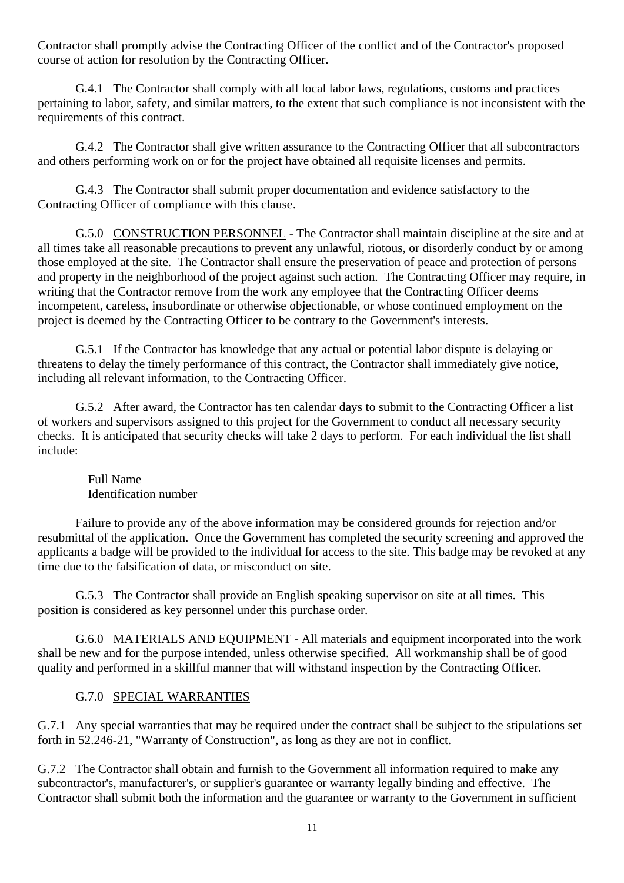Contractor shall promptly advise the Contracting Officer of the conflict and of the Contractor's proposed course of action for resolution by the Contracting Officer.

G.4.1 The Contractor shall comply with all local labor laws, regulations, customs and practices pertaining to labor, safety, and similar matters, to the extent that such compliance is not inconsistent with the requirements of this contract.

G.4.2 The Contractor shall give written assurance to the Contracting Officer that all subcontractors and others performing work on or for the project have obtained all requisite licenses and permits.

G.4.3 The Contractor shall submit proper documentation and evidence satisfactory to the Contracting Officer of compliance with this clause.

G.5.0 <u>CONSTRUCTION PERSONNEL</u> - The Contractor shall maintain discipline at the site and at all times take all reasonable precautions to prevent any unlawful, riotous, or disorderly conduct by or among those employed at the site. The Contractor shall ensure the preservation of peace and protection of persons and property in the neighborhood of the project against such action. The Contracting Officer may require, in writing that the Contractor remove from the work any employee that the Contracting Officer deems incompetent, careless, insubordinate or otherwise objectionable, or whose continued employment on the project is deemed by the Contracting Officer to be contrary to the Government's interests.

G.5.1 If the Contractor has knowledge that any actual or potential labor dispute is delaying or threatens to delay the timely performance of this contract, the Contractor shall immediately give notice, including all relevant information, to the Contracting Officer.

G.5.2 After award, the Contractor has ten calendar days to submit to the Contracting Officer a list of workers and supervisors assigned to this project for the Government to conduct all necessary security checks. It is anticipated that security checks will take 2 days to perform. For each individual the list shall include:

Full Name
Identification number

Failure to provide any of the above information may be considered grounds for rejection and/or resubmittal of the application. Once the Government has completed the security screening and approved the applicants a badge will be provided to the individual for access to the site. This badge may be revoked at any time due to the falsification of data, or misconduct on site.

G.5.3 The Contractor shall provide an English speaking supervisor on site at all times. This position is considered as key personnel under this purchase order.

G.6.0 <u>MATERIALS AND EQUIPMENT</u> - All materials and equipment incorporated into the work shall be new and for the purpose intended, unless otherwise specified. All workmanship shall be of good quality and performed in a skillful manner that will withstand inspection by the Contracting Officer.

G.7.0 <u>SPECIAL WARRANTIES</u>

G.7.1 Any special warranties that may be required under the contract shall be subject to the stipulations set forth in 52.246-21, "Warranty of Construction", as long as they are not in conflict.

G.7.2 The Contractor shall obtain and furnish to the Government all information required to make any subcontractor's, manufacturer's, or supplier's guarantee or warranty legally binding and effective. The Contractor shall submit both the information and the guarantee or warranty to the Government in sufficient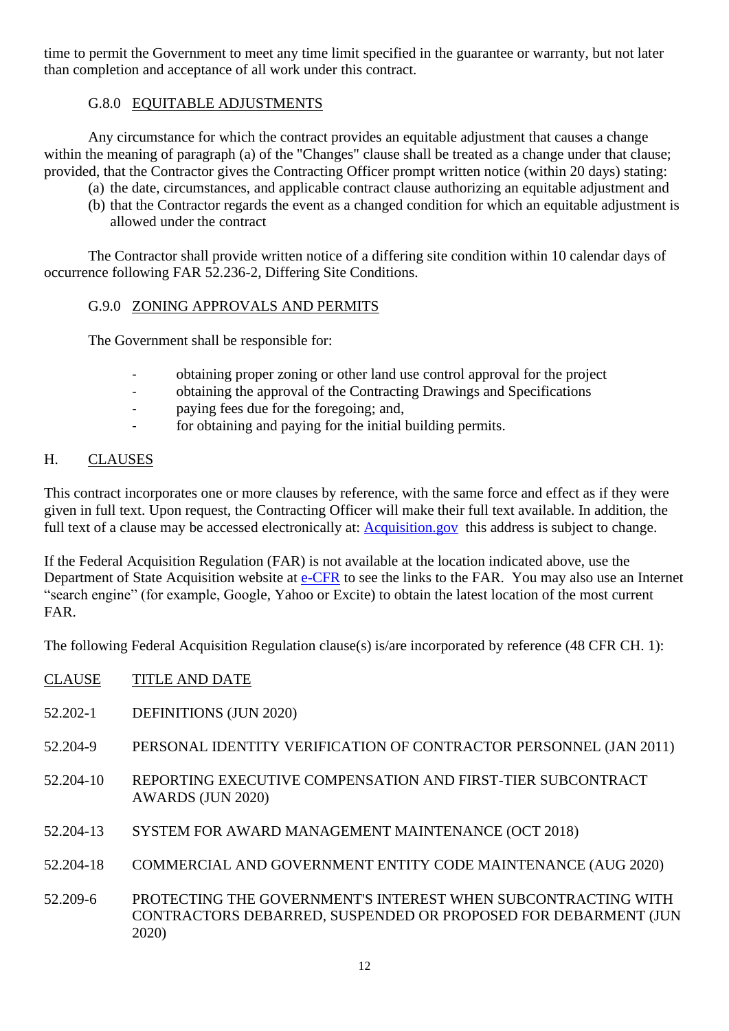time to permit the Government to meet any time limit specified in the guarantee or warranty, but not later than completion and acceptance of all work under this contract.

### G.8.0 EQUITABLE ADJUSTMENTS

Any circumstance for which the contract provides an equitable adjustment that causes a change within the meaning of paragraph (a) of the "Changes" clause shall be treated as a change under that clause; provided, that the Contractor gives the Contracting Officer prompt written notice (within 20 days) stating:

(a) the date, circumstances, and applicable contract clause authorizing an equitable adjustment and
(b) that the Contractor regards the event as a changed condition for which an equitable adjustment is allowed under the contract

The Contractor shall provide written notice of a differing site condition within 10 calendar days of occurrence following FAR 52.236-2, Differing Site Conditions.

### G.9.0 ZONING APPROVALS AND PERMITS

The Government shall be responsible for:

- obtaining proper zoning or other land use control approval for the project
- obtaining the approval of the Contracting Drawings and Specifications
- paying fees due for the foregoing; and,
- for obtaining and paying for the initial building permits.

## H. CLAUSES

This contract incorporates one or more clauses by reference, with the same force and effect as if they were given in full text. Upon request, the Contracting Officer will make their full text available. In addition, the full text of a clause may be accessed electronically at: Acquisition.gov this address is subject to change.

If the Federal Acquisition Regulation (FAR) is not available at the location indicated above, use the Department of State Acquisition website at e-CFR to see the links to the FAR. You may also use an Internet "search engine" (for example, Google, Yahoo or Excite) to obtain the latest location of the most current FAR.

The following Federal Acquisition Regulation clause(s) is/are incorporated by reference (48 CFR CH. 1):

| CLAUSE | TITLE AND DATE |
|---|---|
| 52.202-1 | DEFINITIONS (JUN 2020) |
| 52.204-9 | PERSONAL IDENTITY VERIFICATION OF CONTRACTOR PERSONNEL (JAN 2011) |
| 52.204-10 | REPORTING EXECUTIVE COMPENSATION AND FIRST-TIER SUBCONTRACT AWARDS (JUN 2020) |
| 52.204-13 | SYSTEM FOR AWARD MANAGEMENT MAINTENANCE (OCT 2018) |
| 52.204-18 | COMMERCIAL AND GOVERNMENT ENTITY CODE MAINTENANCE (AUG 2020) |
| 52.209-6 | PROTECTING THE GOVERNMENT'S INTEREST WHEN SUBCONTRACTING WITH CONTRACTORS DEBARRED, SUSPENDED OR PROPOSED FOR DEBARMENT (JUN 2020) |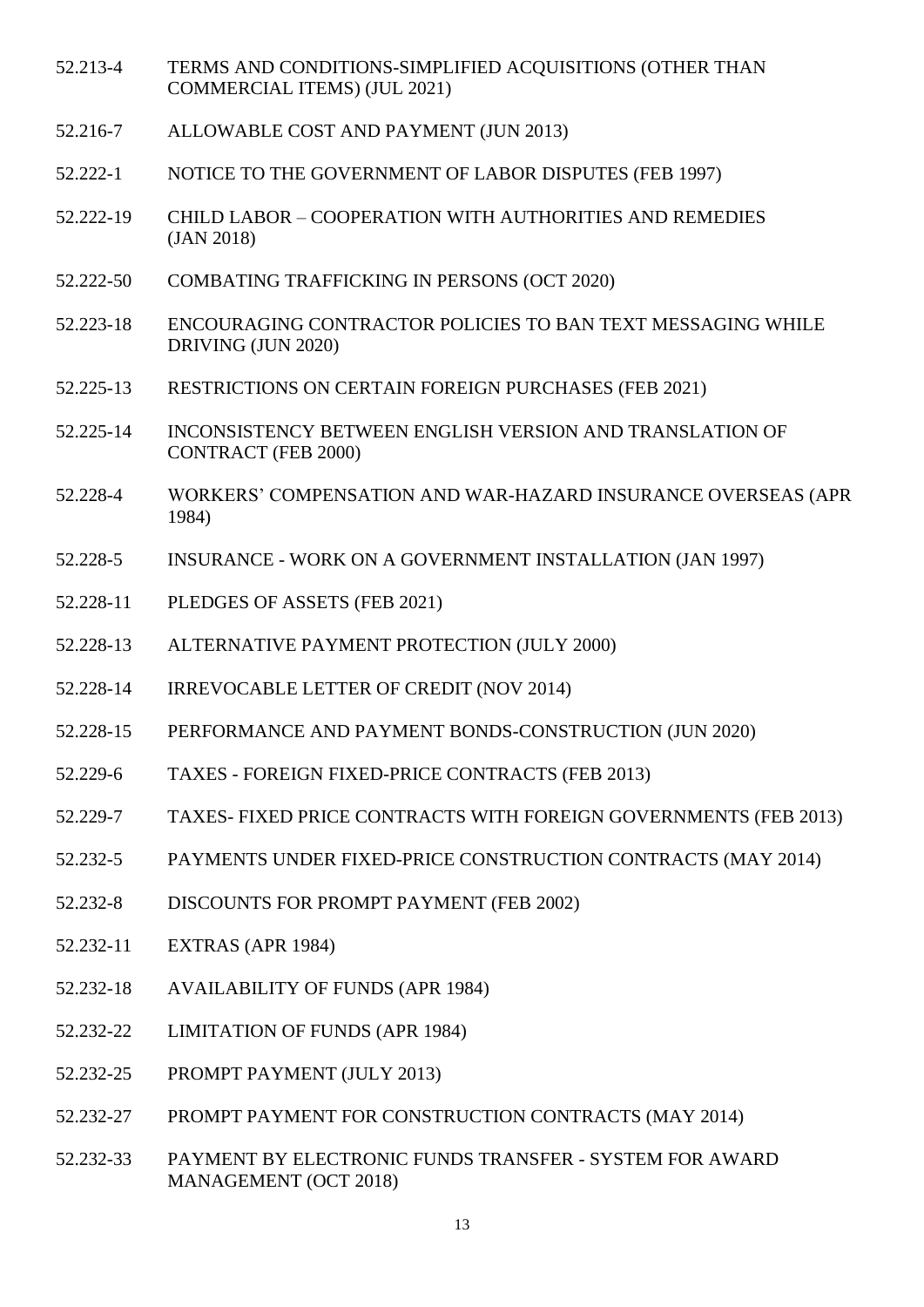52.213-4 TERMS AND CONDITIONS-SIMPLIFIED ACQUISITIONS (OTHER THAN COMMERCIAL ITEMS) (JUL 2021)

52.216-7 ALLOWABLE COST AND PAYMENT (JUN 2013)

52.222-1 NOTICE TO THE GOVERNMENT OF LABOR DISPUTES (FEB 1997)

52.222-19 CHILD LABOR – COOPERATION WITH AUTHORITIES AND REMEDIES (JAN 2018)

52.222-50 COMBATING TRAFFICKING IN PERSONS (OCT 2020)

52.223-18 ENCOURAGING CONTRACTOR POLICIES TO BAN TEXT MESSAGING WHILE DRIVING (JUN 2020)

52.225-13 RESTRICTIONS ON CERTAIN FOREIGN PURCHASES (FEB 2021)

52.225-14 INCONSISTENCY BETWEEN ENGLISH VERSION AND TRANSLATION OF CONTRACT (FEB 2000)

52.228-4 WORKERS' COMPENSATION AND WAR-HAZARD INSURANCE OVERSEAS (APR 1984)

52.228-5 INSURANCE - WORK ON A GOVERNMENT INSTALLATION (JAN 1997)

52.228-11 PLEDGES OF ASSETS (FEB 2021)

52.228-13 ALTERNATIVE PAYMENT PROTECTION (JULY 2000)

52.228-14 IRREVOCABLE LETTER OF CREDIT (NOV 2014)

52.228-15 PERFORMANCE AND PAYMENT BONDS-CONSTRUCTION (JUN 2020)

52.229-6 TAXES - FOREIGN FIXED-PRICE CONTRACTS (FEB 2013)

52.229-7 TAXES- FIXED PRICE CONTRACTS WITH FOREIGN GOVERNMENTS (FEB 2013)

52.232-5 PAYMENTS UNDER FIXED-PRICE CONSTRUCTION CONTRACTS (MAY 2014)

52.232-8 DISCOUNTS FOR PROMPT PAYMENT (FEB 2002)

52.232-11 EXTRAS (APR 1984)

52.232-18 AVAILABILITY OF FUNDS (APR 1984)

52.232-22 LIMITATION OF FUNDS (APR 1984)

52.232-25 PROMPT PAYMENT (JULY 2013)

52.232-27 PROMPT PAYMENT FOR CONSTRUCTION CONTRACTS (MAY 2014)

52.232-33 PAYMENT BY ELECTRONIC FUNDS TRANSFER - SYSTEM FOR AWARD MANAGEMENT (OCT 2018)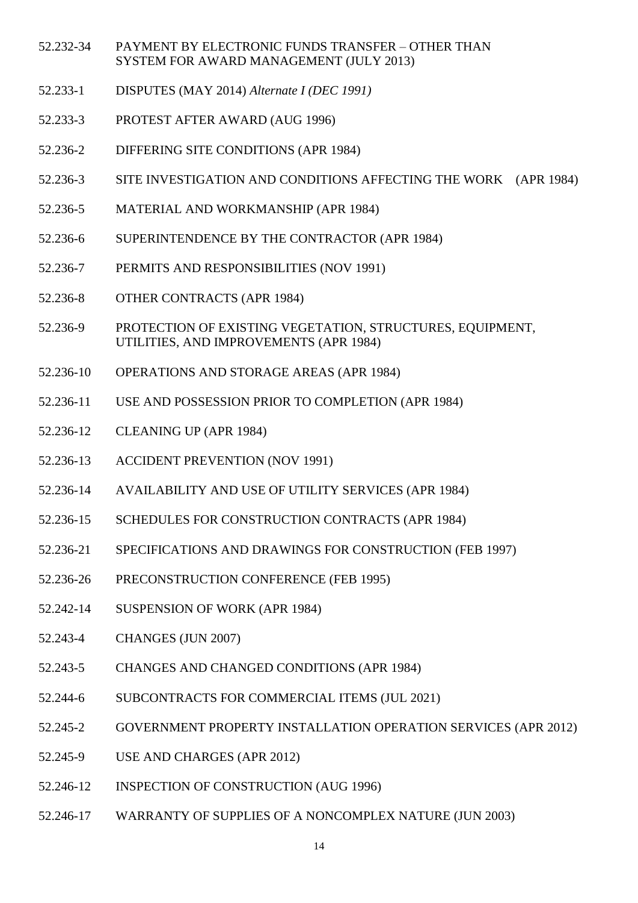52.232-34 PAYMENT BY ELECTRONIC FUNDS TRANSFER – OTHER THAN SYSTEM FOR AWARD MANAGEMENT (JULY 2013)

52.233-1 DISPUTES (MAY 2014) *Alternate I (DEC 1991)*

52.233-3 PROTEST AFTER AWARD (AUG 1996)

52.236-2 DIFFERING SITE CONDITIONS (APR 1984)

52.236-3 SITE INVESTIGATION AND CONDITIONS AFFECTING THE WORK (APR 1984)

52.236-5 MATERIAL AND WORKMANSHIP (APR 1984)

52.236-6 SUPERINTENDENCE BY THE CONTRACTOR (APR 1984)

52.236-7 PERMITS AND RESPONSIBILITIES (NOV 1991)

52.236-8 OTHER CONTRACTS (APR 1984)

52.236-9 PROTECTION OF EXISTING VEGETATION, STRUCTURES, EQUIPMENT, UTILITIES, AND IMPROVEMENTS (APR 1984)

52.236-10 OPERATIONS AND STORAGE AREAS (APR 1984)

52.236-11 USE AND POSSESSION PRIOR TO COMPLETION (APR 1984)

52.236-12 CLEANING UP (APR 1984)

52.236-13 ACCIDENT PREVENTION (NOV 1991)

52.236-14 AVAILABILITY AND USE OF UTILITY SERVICES (APR 1984)

52.236-15 SCHEDULES FOR CONSTRUCTION CONTRACTS (APR 1984)

52.236-21 SPECIFICATIONS AND DRAWINGS FOR CONSTRUCTION (FEB 1997)

52.236-26 PRECONSTRUCTION CONFERENCE (FEB 1995)

52.242-14 SUSPENSION OF WORK (APR 1984)

52.243-4 CHANGES (JUN 2007)

52.243-5 CHANGES AND CHANGED CONDITIONS (APR 1984)

52.244-6 SUBCONTRACTS FOR COMMERCIAL ITEMS (JUL 2021)

52.245-2 GOVERNMENT PROPERTY INSTALLATION OPERATION SERVICES (APR 2012)

52.245-9 USE AND CHARGES (APR 2012)

52.246-12 INSPECTION OF CONSTRUCTION (AUG 1996)

52.246-17 WARRANTY OF SUPPLIES OF A NONCOMPLEX NATURE (JUN 2003)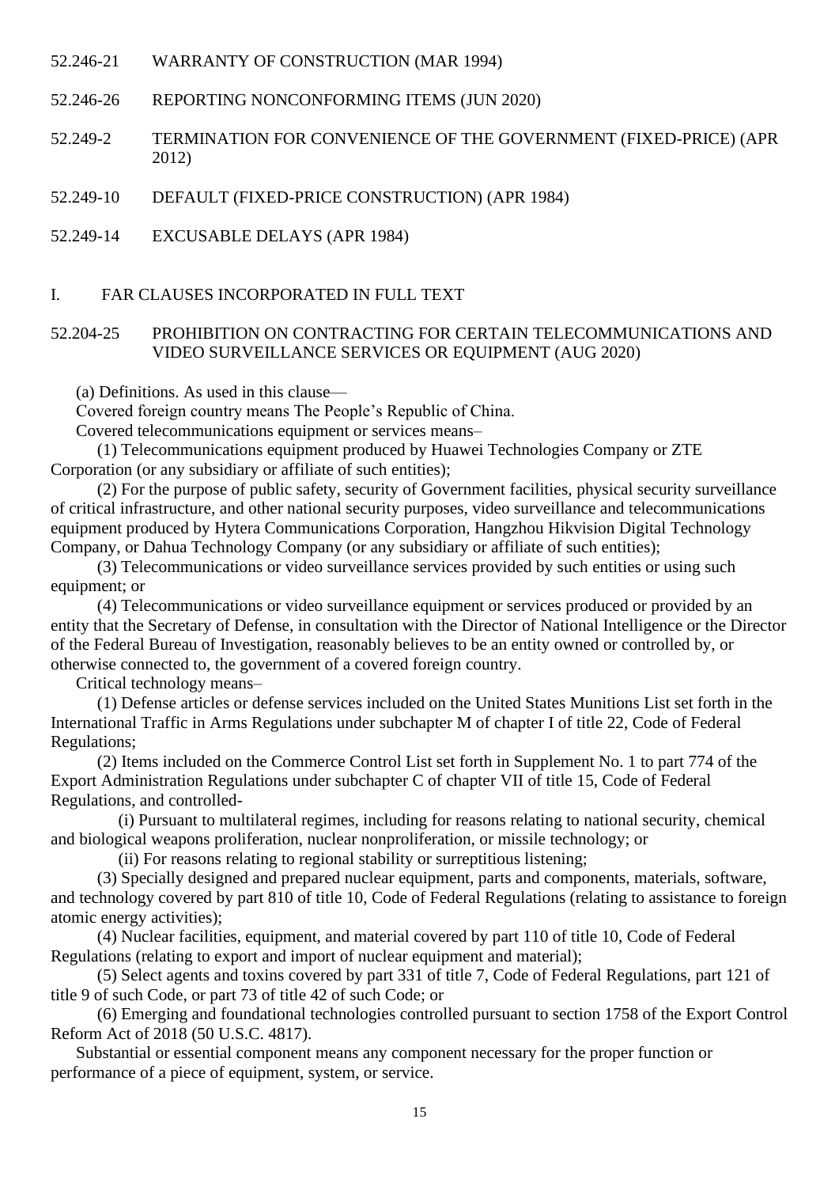52.246-21 WARRANTY OF CONSTRUCTION (MAR 1994)

52.246-26 REPORTING NONCONFORMING ITEMS (JUN 2020)

52.249-2 TERMINATION FOR CONVENIENCE OF THE GOVERNMENT (FIXED-PRICE) (APR 2012)

52.249-10 DEFAULT (FIXED-PRICE CONSTRUCTION) (APR 1984)

52.249-14 EXCUSABLE DELAYS (APR 1984)

## I. FAR CLAUSES INCORPORATED IN FULL TEXT

### 52.204-25 PROHIBITION ON CONTRACTING FOR CERTAIN TELECOMMUNICATIONS AND VIDEO SURVEILLANCE SERVICES OR EQUIPMENT (AUG 2020)

(a) Definitions. As used in this clause—

Covered foreign country means The People's Republic of China.

Covered telecommunications equipment or services means–

(1) Telecommunications equipment produced by Huawei Technologies Company or ZTE Corporation (or any subsidiary or affiliate of such entities);

(2) For the purpose of public safety, security of Government facilities, physical security surveillance of critical infrastructure, and other national security purposes, video surveillance and telecommunications equipment produced by Hytera Communications Corporation, Hangzhou Hikvision Digital Technology Company, or Dahua Technology Company (or any subsidiary or affiliate of such entities);

(3) Telecommunications or video surveillance services provided by such entities or using such equipment; or

(4) Telecommunications or video surveillance equipment or services produced or provided by an entity that the Secretary of Defense, in consultation with the Director of National Intelligence or the Director of the Federal Bureau of Investigation, reasonably believes to be an entity owned or controlled by, or otherwise connected to, the government of a covered foreign country.

Critical technology means–

(1) Defense articles or defense services included on the United States Munitions List set forth in the International Traffic in Arms Regulations under subchapter M of chapter I of title 22, Code of Federal Regulations;

(2) Items included on the Commerce Control List set forth in Supplement No. 1 to part 774 of the Export Administration Regulations under subchapter C of chapter VII of title 15, Code of Federal Regulations, and controlled-

(i) Pursuant to multilateral regimes, including for reasons relating to national security, chemical and biological weapons proliferation, nuclear nonproliferation, or missile technology; or

(ii) For reasons relating to regional stability or surreptitious listening;

(3) Specially designed and prepared nuclear equipment, parts and components, materials, software, and technology covered by part 810 of title 10, Code of Federal Regulations (relating to assistance to foreign atomic energy activities);

(4) Nuclear facilities, equipment, and material covered by part 110 of title 10, Code of Federal Regulations (relating to export and import of nuclear equipment and material);

(5) Select agents and toxins covered by part 331 of title 7, Code of Federal Regulations, part 121 of title 9 of such Code, or part 73 of title 42 of such Code; or

(6) Emerging and foundational technologies controlled pursuant to section 1758 of the Export Control Reform Act of 2018 (50 U.S.C. 4817).

Substantial or essential component means any component necessary for the proper function or performance of a piece of equipment, system, or service.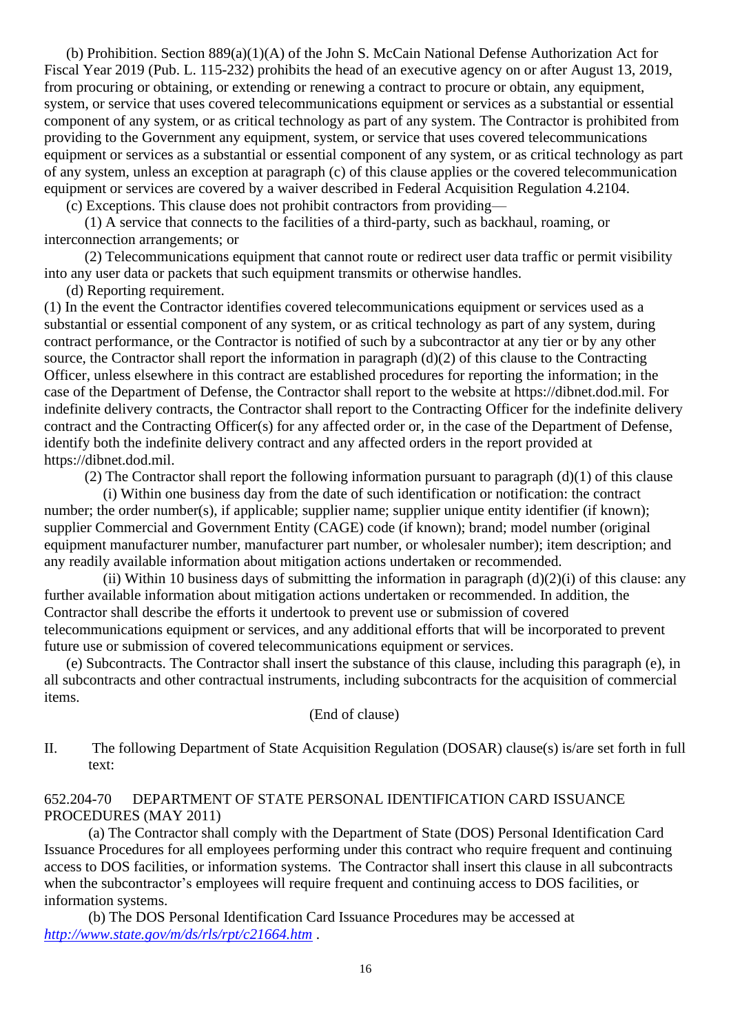(b) Prohibition. Section 889(a)(1)(A) of the John S. McCain National Defense Authorization Act for Fiscal Year 2019 (Pub. L. 115-232) prohibits the head of an executive agency on or after August 13, 2019, from procuring or obtaining, or extending or renewing a contract to procure or obtain, any equipment, system, or service that uses covered telecommunications equipment or services as a substantial or essential component of any system, or as critical technology as part of any system. The Contractor is prohibited from providing to the Government any equipment, system, or service that uses covered telecommunications equipment or services as a substantial or essential component of any system, or as critical technology as part of any system, unless an exception at paragraph (c) of this clause applies or the covered telecommunication equipment or services are covered by a waiver described in Federal Acquisition Regulation 4.2104.

(c) Exceptions. This clause does not prohibit contractors from providing—

(1) A service that connects to the facilities of a third-party, such as backhaul, roaming, or interconnection arrangements; or

(2) Telecommunications equipment that cannot route or redirect user data traffic or permit visibility into any user data or packets that such equipment transmits or otherwise handles.

(d) Reporting requirement.

(1) In the event the Contractor identifies covered telecommunications equipment or services used as a substantial or essential component of any system, or as critical technology as part of any system, during contract performance, or the Contractor is notified of such by a subcontractor at any tier or by any other source, the Contractor shall report the information in paragraph (d)(2) of this clause to the Contracting Officer, unless elsewhere in this contract are established procedures for reporting the information; in the case of the Department of Defense, the Contractor shall report to the website at https://dibnet.dod.mil. For indefinite delivery contracts, the Contractor shall report to the Contracting Officer for the indefinite delivery contract and the Contracting Officer(s) for any affected order or, in the case of the Department of Defense, identify both the indefinite delivery contract and any affected orders in the report provided at https://dibnet.dod.mil.

(2) The Contractor shall report the following information pursuant to paragraph (d)(1) of this clause

(i) Within one business day from the date of such identification or notification: the contract number; the order number(s), if applicable; supplier name; supplier unique entity identifier (if known); supplier Commercial and Government Entity (CAGE) code (if known); brand; model number (original equipment manufacturer number, manufacturer part number, or wholesaler number); item description; and any readily available information about mitigation actions undertaken or recommended.

(ii) Within 10 business days of submitting the information in paragraph (d)(2)(i) of this clause: any further available information about mitigation actions undertaken or recommended. In addition, the Contractor shall describe the efforts it undertook to prevent use or submission of covered telecommunications equipment or services, and any additional efforts that will be incorporated to prevent future use or submission of covered telecommunications equipment or services.

(e) Subcontracts. The Contractor shall insert the substance of this clause, including this paragraph (e), in all subcontracts and other contractual instruments, including subcontracts for the acquisition of commercial items.

(End of clause)

II. The following Department of State Acquisition Regulation (DOSAR) clause(s) is/are set forth in full text:

652.204-70 DEPARTMENT OF STATE PERSONAL IDENTIFICATION CARD ISSUANCE PROCEDURES (MAY 2011)

(a) The Contractor shall comply with the Department of State (DOS) Personal Identification Card Issuance Procedures for all employees performing under this contract who require frequent and continuing access to DOS facilities, or information systems. The Contractor shall insert this clause in all subcontracts when the subcontractor's employees will require frequent and continuing access to DOS facilities, or information systems.

(b) The DOS Personal Identification Card Issuance Procedures may be accessed at *http://www.state.gov/m/ds/rls/rpt/c21664.htm* .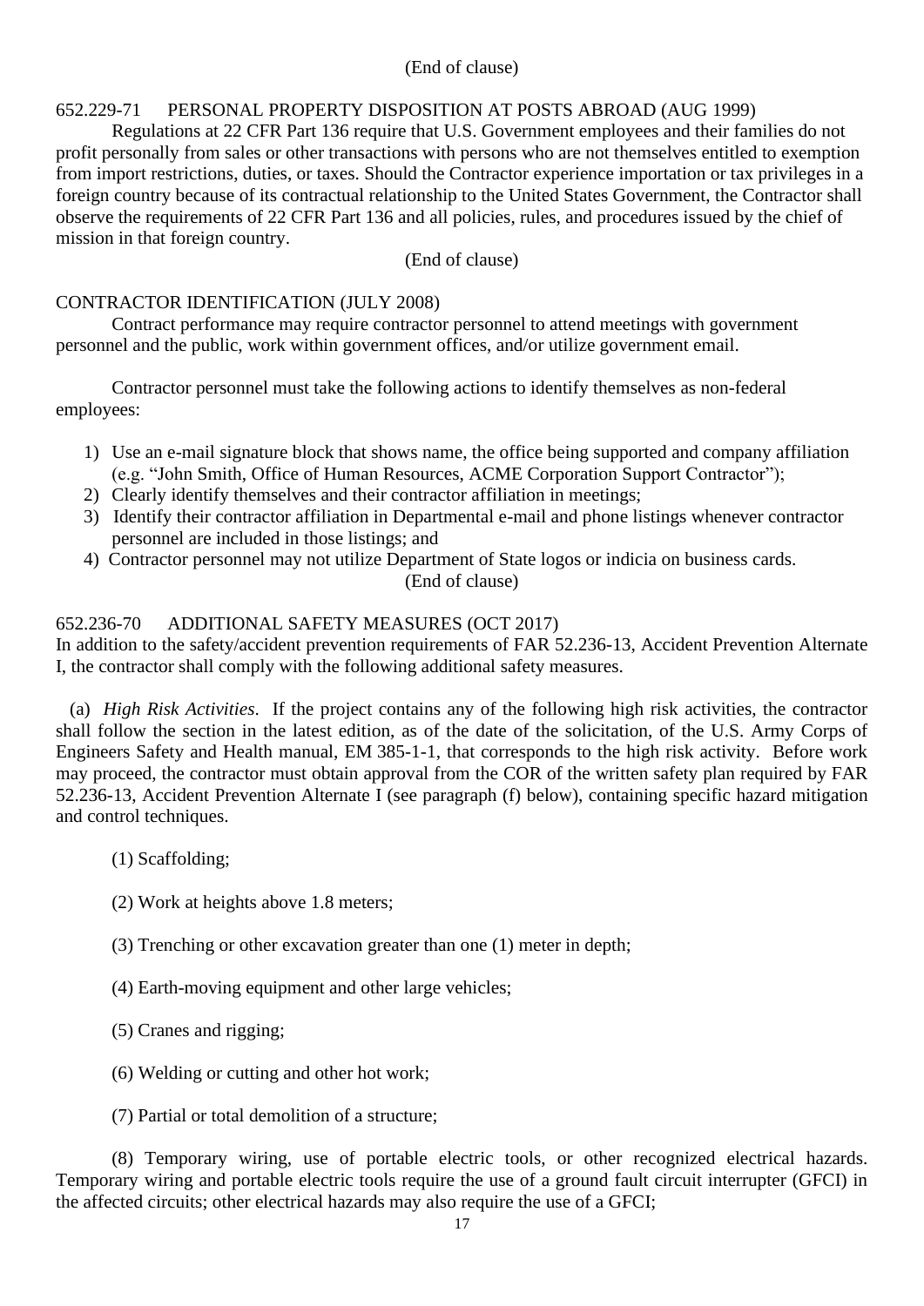(End of clause)

652.229-71 PERSONAL PROPERTY DISPOSITION AT POSTS ABROAD (AUG 1999)

Regulations at 22 CFR Part 136 require that U.S. Government employees and their families do not profit personally from sales or other transactions with persons who are not themselves entitled to exemption from import restrictions, duties, or taxes. Should the Contractor experience importation or tax privileges in a foreign country because of its contractual relationship to the United States Government, the Contractor shall observe the requirements of 22 CFR Part 136 and all policies, rules, and procedures issued by the chief of mission in that foreign country.

(End of clause)

CONTRACTOR IDENTIFICATION (JULY 2008)

Contract performance may require contractor personnel to attend meetings with government personnel and the public, work within government offices, and/or utilize government email.

Contractor personnel must take the following actions to identify themselves as non-federal employees:

1) Use an e-mail signature block that shows name, the office being supported and company affiliation (e.g. "John Smith, Office of Human Resources, ACME Corporation Support Contractor");
2) Clearly identify themselves and their contractor affiliation in meetings;
3) Identify their contractor affiliation in Departmental e-mail and phone listings whenever contractor personnel are included in those listings; and
4) Contractor personnel may not utilize Department of State logos or indicia on business cards.

(End of clause)

652.236-70 ADDITIONAL SAFETY MEASURES (OCT 2017)

In addition to the safety/accident prevention requirements of FAR 52.236-13, Accident Prevention Alternate I, the contractor shall comply with the following additional safety measures.

(a) *High Risk Activities*. If the project contains any of the following high risk activities, the contractor shall follow the section in the latest edition, as of the date of the solicitation, of the U.S. Army Corps of Engineers Safety and Health manual, EM 385-1-1, that corresponds to the high risk activity. Before work may proceed, the contractor must obtain approval from the COR of the written safety plan required by FAR 52.236-13, Accident Prevention Alternate I (see paragraph (f) below), containing specific hazard mitigation and control techniques.

(1) Scaffolding;

(2) Work at heights above 1.8 meters;

(3) Trenching or other excavation greater than one (1) meter in depth;

(4) Earth-moving equipment and other large vehicles;

(5) Cranes and rigging;

(6) Welding or cutting and other hot work;

(7) Partial or total demolition of a structure;

(8) Temporary wiring, use of portable electric tools, or other recognized electrical hazards. Temporary wiring and portable electric tools require the use of a ground fault circuit interrupter (GFCI) in the affected circuits; other electrical hazards may also require the use of a GFCI;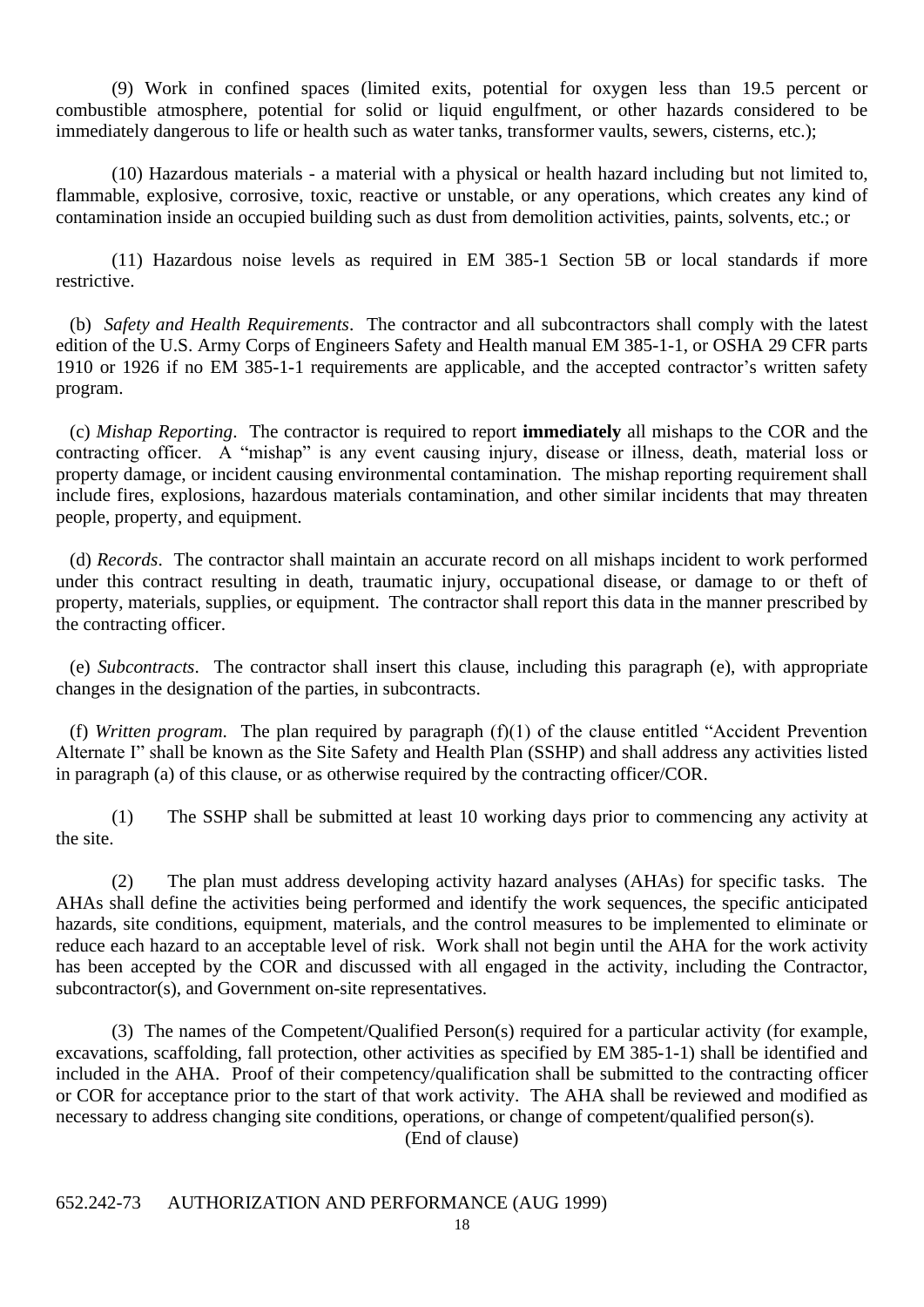(9) Work in confined spaces (limited exits, potential for oxygen less than 19.5 percent or combustible atmosphere, potential for solid or liquid engulfment, or other hazards considered to be immediately dangerous to life or health such as water tanks, transformer vaults, sewers, cisterns, etc.);

(10) Hazardous materials - a material with a physical or health hazard including but not limited to, flammable, explosive, corrosive, toxic, reactive or unstable, or any operations, which creates any kind of contamination inside an occupied building such as dust from demolition activities, paints, solvents, etc.; or

(11) Hazardous noise levels as required in EM 385-1 Section 5B or local standards if more restrictive.

(b) *Safety and Health Requirements*. The contractor and all subcontractors shall comply with the latest edition of the U.S. Army Corps of Engineers Safety and Health manual EM 385-1-1, or OSHA 29 CFR parts 1910 or 1926 if no EM 385-1-1 requirements are applicable, and the accepted contractor's written safety program.

(c) *Mishap Reporting*. The contractor is required to report **immediately** all mishaps to the COR and the contracting officer. A "mishap" is any event causing injury, disease or illness, death, material loss or property damage, or incident causing environmental contamination. The mishap reporting requirement shall include fires, explosions, hazardous materials contamination, and other similar incidents that may threaten people, property, and equipment.

(d) *Records*. The contractor shall maintain an accurate record on all mishaps incident to work performed under this contract resulting in death, traumatic injury, occupational disease, or damage to or theft of property, materials, supplies, or equipment. The contractor shall report this data in the manner prescribed by the contracting officer.

(e) *Subcontracts*. The contractor shall insert this clause, including this paragraph (e), with appropriate changes in the designation of the parties, in subcontracts.

(f) *Written program.* The plan required by paragraph (f)(1) of the clause entitled "Accident Prevention Alternate I" shall be known as the Site Safety and Health Plan (SSHP) and shall address any activities listed in paragraph (a) of this clause, or as otherwise required by the contracting officer/COR.

(1) The SSHP shall be submitted at least 10 working days prior to commencing any activity at the site.

(2) The plan must address developing activity hazard analyses (AHAs) for specific tasks. The AHAs shall define the activities being performed and identify the work sequences, the specific anticipated hazards, site conditions, equipment, materials, and the control measures to be implemented to eliminate or reduce each hazard to an acceptable level of risk. Work shall not begin until the AHA for the work activity has been accepted by the COR and discussed with all engaged in the activity, including the Contractor, subcontractor(s), and Government on-site representatives.

(3) The names of the Competent/Qualified Person(s) required for a particular activity (for example, excavations, scaffolding, fall protection, other activities as specified by EM 385-1-1) shall be identified and included in the AHA. Proof of their competency/qualification shall be submitted to the contracting officer or COR for acceptance prior to the start of that work activity. The AHA shall be reviewed and modified as necessary to address changing site conditions, operations, or change of competent/qualified person(s).

(End of clause)

652.242-73 AUTHORIZATION AND PERFORMANCE (AUG 1999)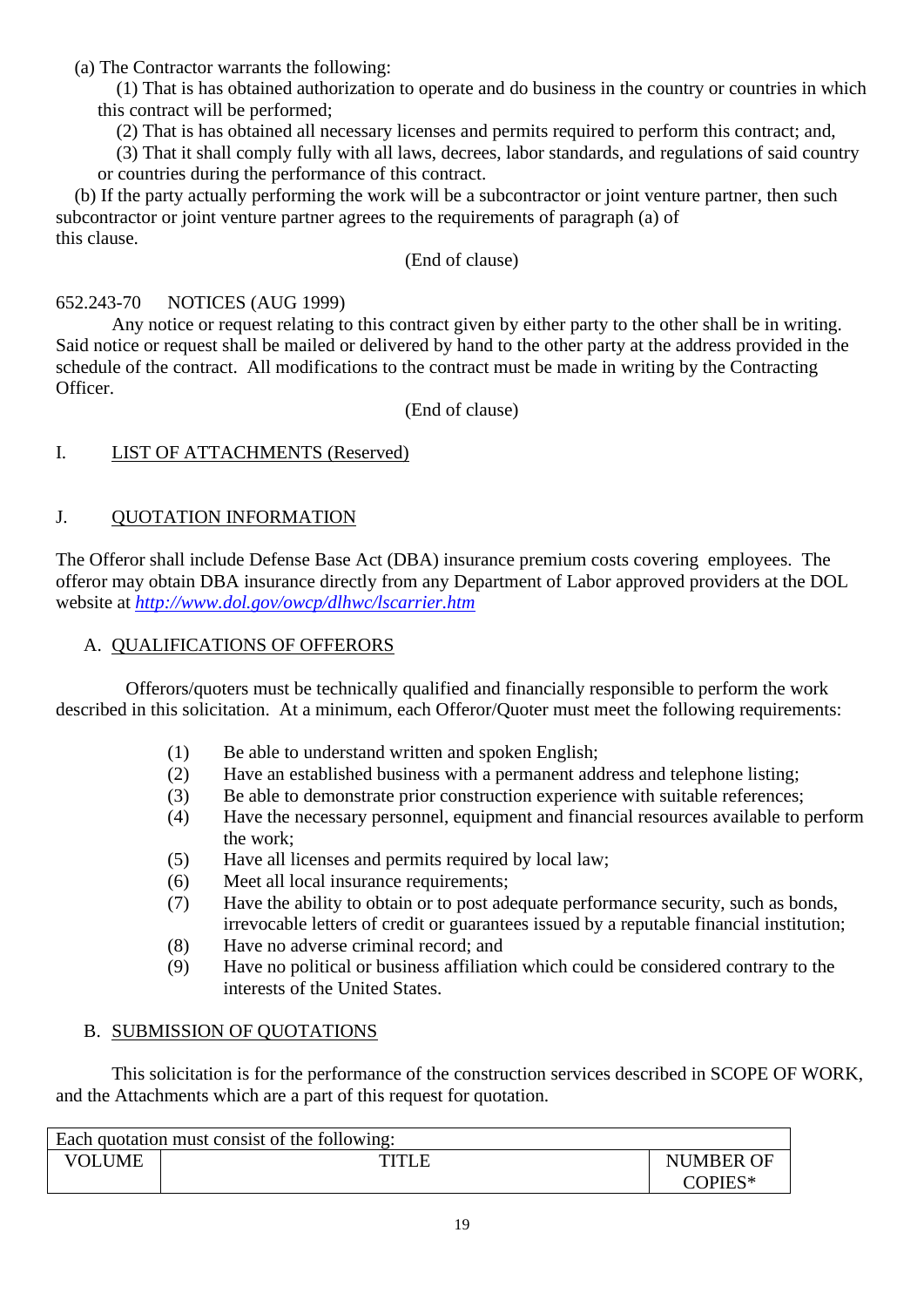(a) The Contractor warrants the following:

(1) That is has obtained authorization to operate and do business in the country or countries in which this contract will be performed;

(2) That is has obtained all necessary licenses and permits required to perform this contract; and,

(3) That it shall comply fully with all laws, decrees, labor standards, and regulations of said country or countries during the performance of this contract.

(b) If the party actually performing the work will be a subcontractor or joint venture partner, then such subcontractor or joint venture partner agrees to the requirements of paragraph (a) of this clause.

(End of clause)

652.243-70 NOTICES (AUG 1999)

Any notice or request relating to this contract given by either party to the other shall be in writing. Said notice or request shall be mailed or delivered by hand to the other party at the address provided in the schedule of the contract. All modifications to the contract must be made in writing by the Contracting Officer.

(End of clause)

## I. LIST OF ATTACHMENTS (Reserved)

## J. QUOTATION INFORMATION

The Offeror shall include Defense Base Act (DBA) insurance premium costs covering employees. The offeror may obtain DBA insurance directly from any Department of Labor approved providers at the DOL website at *http://www.dol.gov/owcp/dlhwc/lscarrier.htm*

### A. QUALIFICATIONS OF OFFERORS

Offerors/quoters must be technically qualified and financially responsible to perform the work described in this solicitation. At a minimum, each Offeror/Quoter must meet the following requirements:

(1) Be able to understand written and spoken English;
(2) Have an established business with a permanent address and telephone listing;
(3) Be able to demonstrate prior construction experience with suitable references;
(4) Have the necessary personnel, equipment and financial resources available to perform the work;
(5) Have all licenses and permits required by local law;
(6) Meet all local insurance requirements;
(7) Have the ability to obtain or to post adequate performance security, such as bonds, irrevocable letters of credit or guarantees issued by a reputable financial institution;
(8) Have no adverse criminal record; and
(9) Have no political or business affiliation which could be considered contrary to the interests of the United States.

### B. SUBMISSION OF QUOTATIONS

This solicitation is for the performance of the construction services described in SCOPE OF WORK, and the Attachments which are a part of this request for quotation.

| Each quotation must consist of the following: | | |
|---|---|---|
| VOLUME | TITLE | NUMBER OF COPIES* |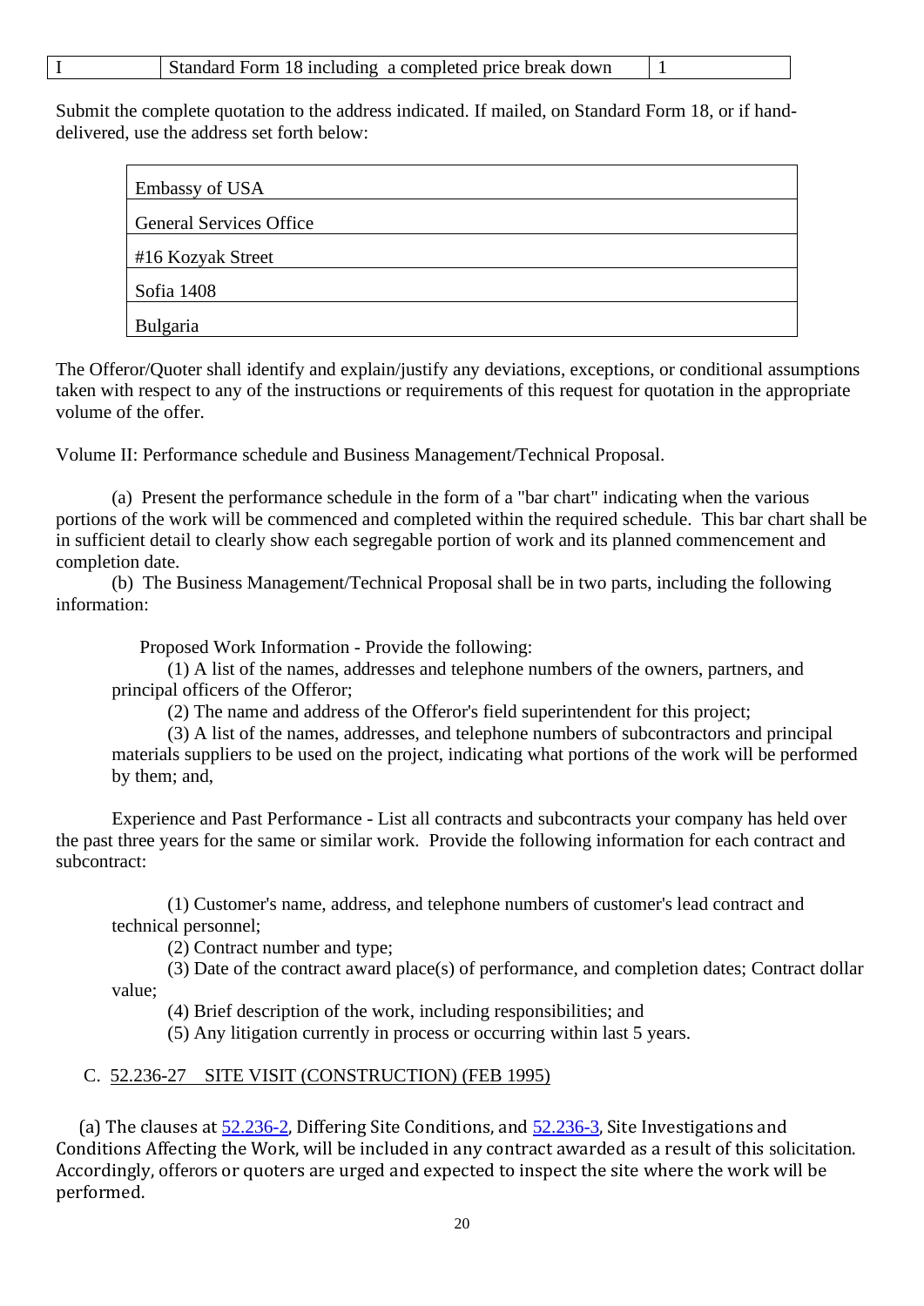| I | Standard Form 18 including a completed price break down | 1 |
|---|---|---|

Submit the complete quotation to the address indicated. If mailed, on Standard Form 18, or if hand-delivered, use the address set forth below:

| Embassy of USA |
|---|
| General Services Office |
| #16 Kozyak Street |
| Sofia 1408 |
| Bulgaria |

The Offeror/Quoter shall identify and explain/justify any deviations, exceptions, or conditional assumptions taken with respect to any of the instructions or requirements of this request for quotation in the appropriate volume of the offer.

Volume II: Performance schedule and Business Management/Technical Proposal.

(a) Present the performance schedule in the form of a "bar chart" indicating when the various portions of the work will be commenced and completed within the required schedule. This bar chart shall be in sufficient detail to clearly show each segregable portion of work and its planned commencement and completion date.

(b) The Business Management/Technical Proposal shall be in two parts, including the following information:

Proposed Work Information - Provide the following:

(1) A list of the names, addresses and telephone numbers of the owners, partners, and principal officers of the Offeror;

(2) The name and address of the Offeror's field superintendent for this project;

(3) A list of the names, addresses, and telephone numbers of subcontractors and principal materials suppliers to be used on the project, indicating what portions of the work will be performed by them; and,

Experience and Past Performance - List all contracts and subcontracts your company has held over the past three years for the same or similar work. Provide the following information for each contract and subcontract:

(1) Customer's name, address, and telephone numbers of customer's lead contract and technical personnel;

(2) Contract number and type;

(3) Date of the contract award place(s) of performance, and completion dates; Contract dollar value;

(4) Brief description of the work, including responsibilities; and

(5) Any litigation currently in process or occurring within last 5 years.

C. 52.236-27 SITE VISIT (CONSTRUCTION) (FEB 1995)

(a) The clauses at 52.236-2, Differing Site Conditions, and 52.236-3, Site Investigations and Conditions Affecting the Work, will be included in any contract awarded as a result of this solicitation. Accordingly, offerors or quoters are urged and expected to inspect the site where the work will be performed.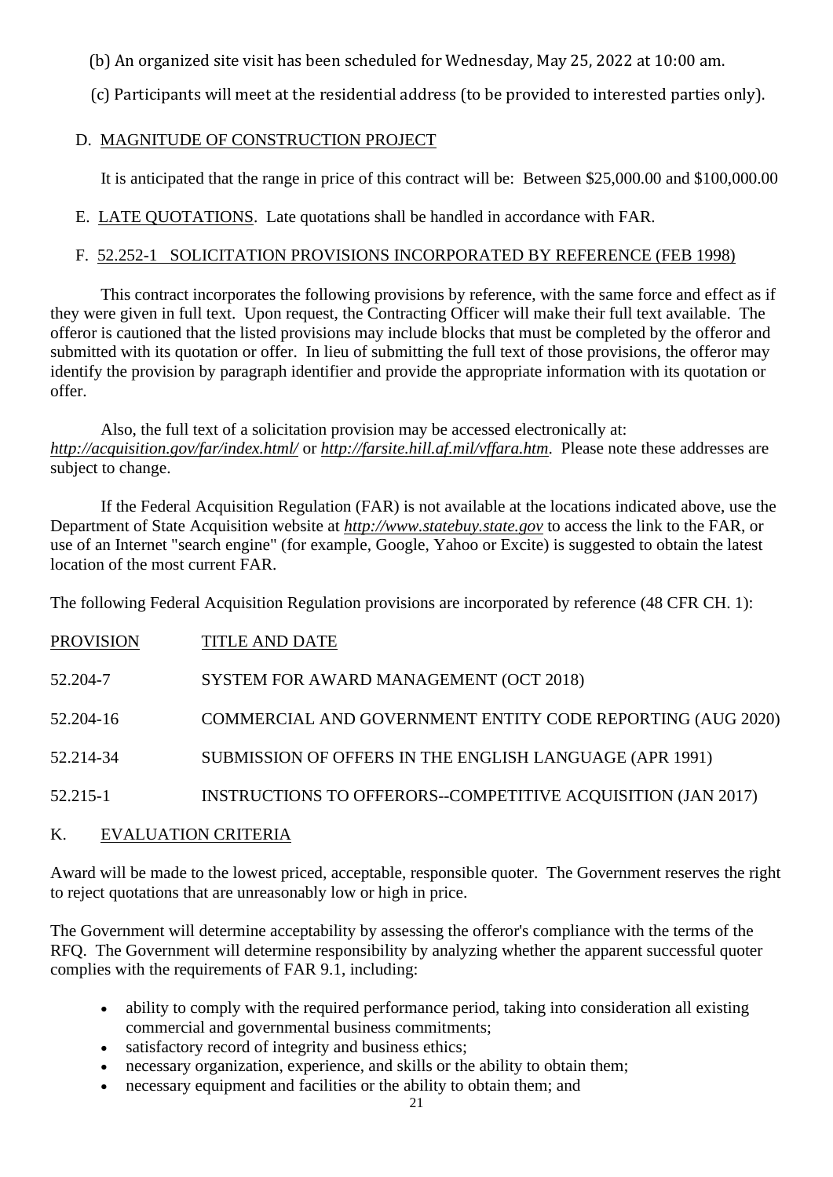(b) An organized site visit has been scheduled for Wednesday, May 25, 2022 at 10:00 am.

(c) Participants will meet at the residential address (to be provided to interested parties only).

D. MAGNITUDE OF CONSTRUCTION PROJECT

It is anticipated that the range in price of this contract will be: Between $25,000.00 and $100,000.00

E. LATE QUOTATIONS. Late quotations shall be handled in accordance with FAR.

F. 52.252-1 SOLICITATION PROVISIONS INCORPORATED BY REFERENCE (FEB 1998)

This contract incorporates the following provisions by reference, with the same force and effect as if they were given in full text. Upon request, the Contracting Officer will make their full text available. The offeror is cautioned that the listed provisions may include blocks that must be completed by the offeror and submitted with its quotation or offer. In lieu of submitting the full text of those provisions, the offeror may identify the provision by paragraph identifier and provide the appropriate information with its quotation or offer.

Also, the full text of a solicitation provision may be accessed electronically at: *http://acquisition.gov/far/index.html/* or *http://farsite.hill.af.mil/vffara.htm*. Please note these addresses are subject to change.

If the Federal Acquisition Regulation (FAR) is not available at the locations indicated above, use the Department of State Acquisition website at *http://www.statebuy.state.gov* to access the link to the FAR, or use of an Internet "search engine" (for example, Google, Yahoo or Excite) is suggested to obtain the latest location of the most current FAR.

The following Federal Acquisition Regulation provisions are incorporated by reference (48 CFR CH. 1):

| PROVISION | TITLE AND DATE |
|---|---|
| 52.204-7 | SYSTEM FOR AWARD MANAGEMENT (OCT 2018) |
| 52.204-16 | COMMERCIAL AND GOVERNMENT ENTITY CODE REPORTING (AUG 2020) |
| 52.214-34 | SUBMISSION OF OFFERS IN THE ENGLISH LANGUAGE (APR 1991) |
| 52.215-1 | INSTRUCTIONS TO OFFERORS--COMPETITIVE ACQUISITION (JAN 2017) |

K. EVALUATION CRITERIA

Award will be made to the lowest priced, acceptable, responsible quoter. The Government reserves the right to reject quotations that are unreasonably low or high in price.

The Government will determine acceptability by assessing the offeror's compliance with the terms of the RFQ. The Government will determine responsibility by analyzing whether the apparent successful quoter complies with the requirements of FAR 9.1, including:

- ability to comply with the required performance period, taking into consideration all existing commercial and governmental business commitments;
- satisfactory record of integrity and business ethics;
- necessary organization, experience, and skills or the ability to obtain them;
- necessary equipment and facilities or the ability to obtain them; and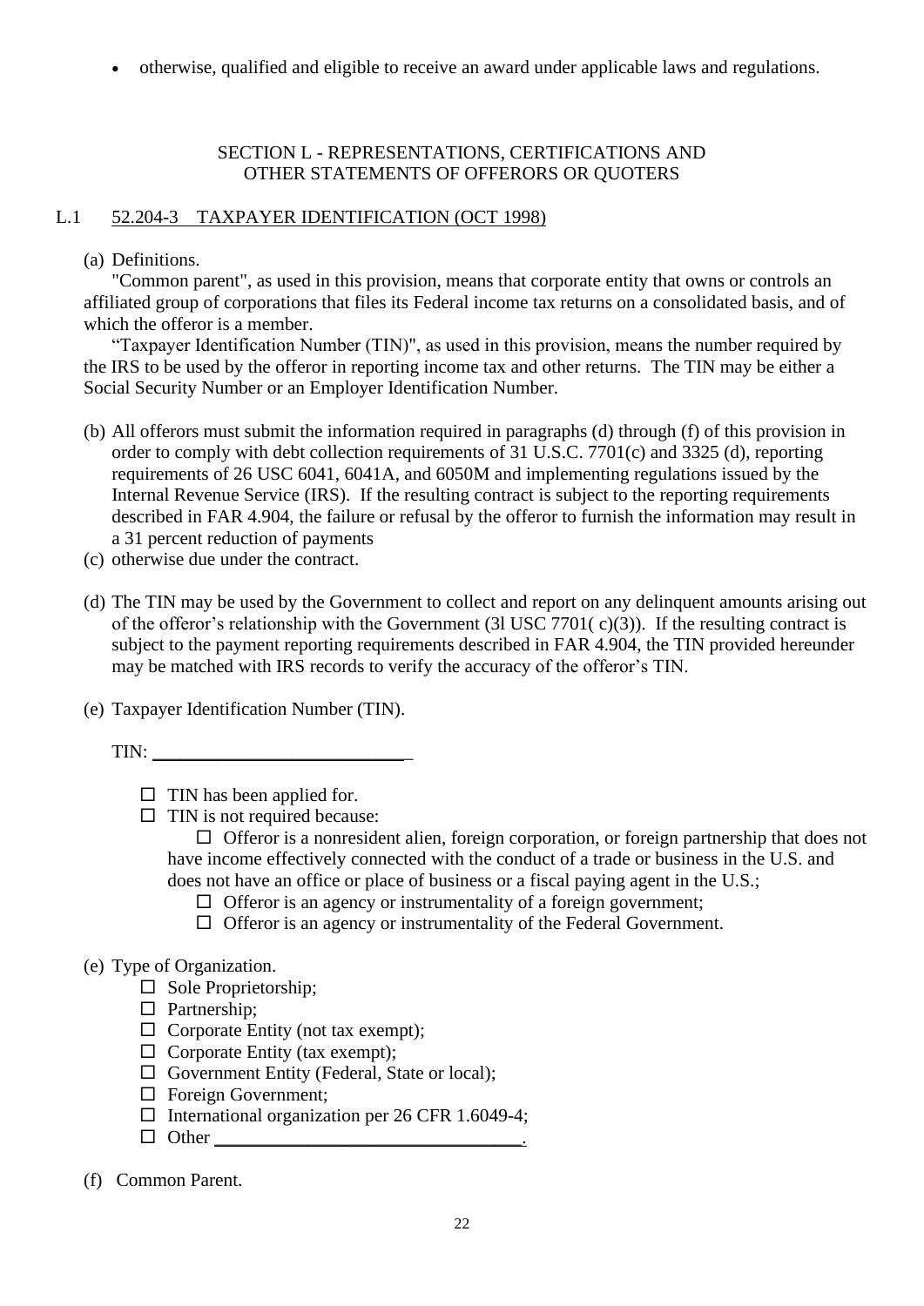- otherwise, qualified and eligible to receive an award under applicable laws and regulations.

## SECTION L - REPRESENTATIONS, CERTIFICATIONS AND OTHER STATEMENTS OF OFFERORS OR QUOTERS

### L.1 52.204-3 TAXPAYER IDENTIFICATION (OCT 1998)

(a) Definitions.

"Common parent", as used in this provision, means that corporate entity that owns or controls an affiliated group of corporations that files its Federal income tax returns on a consolidated basis, and of which the offeror is a member.

"Taxpayer Identification Number (TIN)", as used in this provision, means the number required by the IRS to be used by the offeror in reporting income tax and other returns. The TIN may be either a Social Security Number or an Employer Identification Number.

(b) All offerors must submit the information required in paragraphs (d) through (f) of this provision in order to comply with debt collection requirements of 31 U.S.C. 7701(c) and 3325 (d), reporting requirements of 26 USC 6041, 6041A, and 6050M and implementing regulations issued by the Internal Revenue Service (IRS). If the resulting contract is subject to the reporting requirements described in FAR 4.904, the failure or refusal by the offeror to furnish the information may result in a 31 percent reduction of payments

(c) otherwise due under the contract.

(d) The TIN may be used by the Government to collect and report on any delinquent amounts arising out of the offeror's relationship with the Government (3l USC 7701( c)(3)). If the resulting contract is subject to the payment reporting requirements described in FAR 4.904, the TIN provided hereunder may be matched with IRS records to verify the accuracy of the offeror's TIN.

(e) Taxpayer Identification Number (TIN).

TIN: ____________________________

☐ TIN has been applied for.

☐ TIN is not required because:

☐ Offeror is a nonresident alien, foreign corporation, or foreign partnership that does not have income effectively connected with the conduct of a trade or business in the U.S. and does not have an office or place of business or a fiscal paying agent in the U.S.;

☐ Offeror is an agency or instrumentality of a foreign government;

☐ Offeror is an agency or instrumentality of the Federal Government.

(e) Type of Organization.

☐ Sole Proprietorship;

☐ Partnership;

☐ Corporate Entity (not tax exempt);

☐ Corporate Entity (tax exempt);

☐ Government Entity (Federal, State or local);

☐ Foreign Government;

☐ International organization per 26 CFR 1.6049-4;

☐ Other ________________________________.

(f) Common Parent.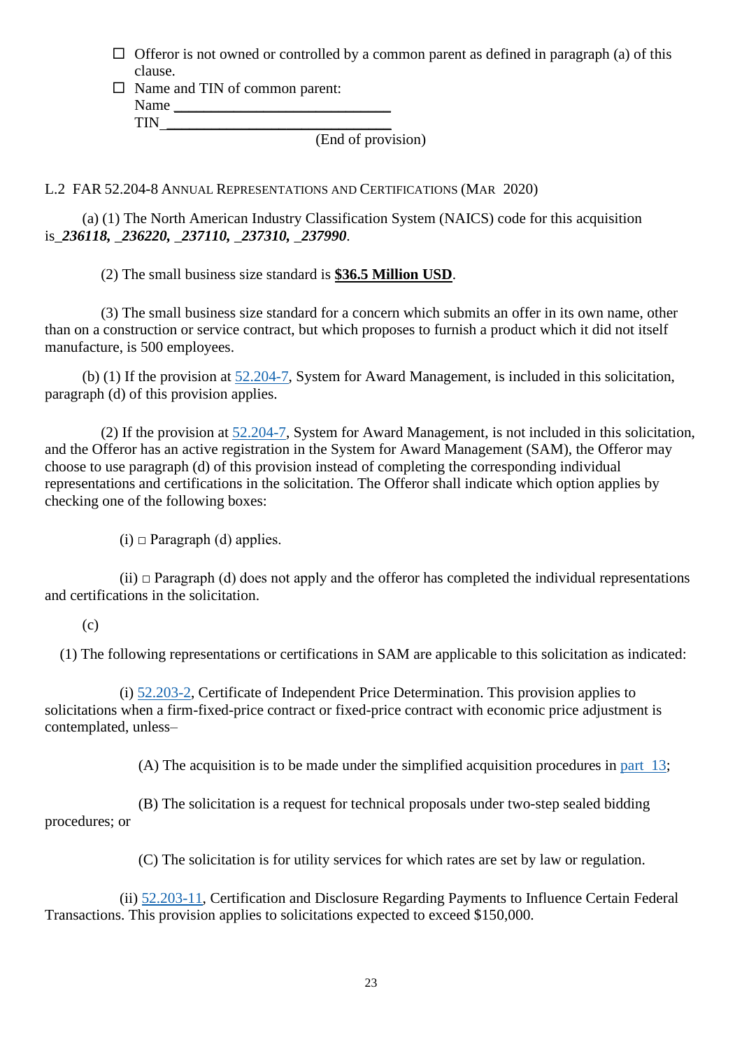☐ Offeror is not owned or controlled by a common parent as defined in paragraph (a) of this clause.

☐ Name and TIN of common parent:

Name ______________________________

TIN_______________________________

(End of provision)

L.2 FAR 52.204-8 ANNUAL REPRESENTATIONS AND CERTIFICATIONS (MAR 2020)

(a) (1) The North American Industry Classification System (NAICS) code for this acquisition is_***236118, _236220, _237110, _237310, _237990***.

(2) The small business size standard is **$36.5 Million USD**.

(3) The small business size standard for a concern which submits an offer in its own name, other than on a construction or service contract, but which proposes to furnish a product which it did not itself manufacture, is 500 employees.

(b) (1) If the provision at 52.204-7, System for Award Management, is included in this solicitation, paragraph (d) of this provision applies.

(2) If the provision at 52.204-7, System for Award Management, is not included in this solicitation, and the Offeror has an active registration in the System for Award Management (SAM), the Offeror may choose to use paragraph (d) of this provision instead of completing the corresponding individual representations and certifications in the solicitation. The Offeror shall indicate which option applies by checking one of the following boxes:

(i) □ Paragraph (d) applies.

(ii) □ Paragraph (d) does not apply and the offeror has completed the individual representations and certifications in the solicitation.

(c)

(1) The following representations or certifications in SAM are applicable to this solicitation as indicated:

(i) 52.203-2, Certificate of Independent Price Determination. This provision applies to solicitations when a firm-fixed-price contract or fixed-price contract with economic price adjustment is contemplated, unless–

(A) The acquisition is to be made under the simplified acquisition procedures in part 13;

(B) The solicitation is a request for technical proposals under two-step sealed bidding procedures; or

(C) The solicitation is for utility services for which rates are set by law or regulation.

(ii) 52.203-11, Certification and Disclosure Regarding Payments to Influence Certain Federal Transactions. This provision applies to solicitations expected to exceed $150,000.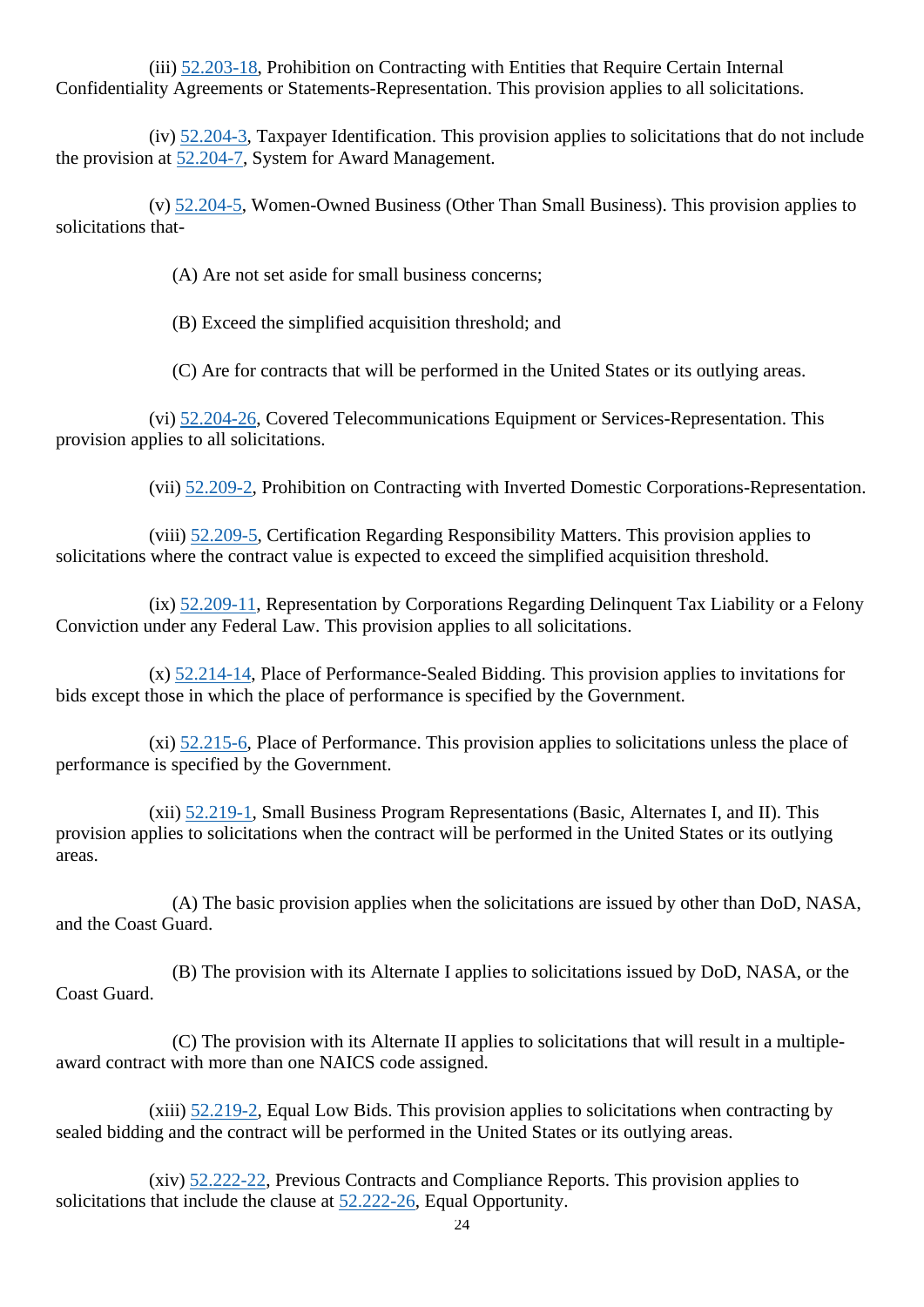(iii) 52.203-18, Prohibition on Contracting with Entities that Require Certain Internal Confidentiality Agreements or Statements-Representation. This provision applies to all solicitations.

(iv) 52.204-3, Taxpayer Identification. This provision applies to solicitations that do not include the provision at 52.204-7, System for Award Management.

(v) 52.204-5, Women-Owned Business (Other Than Small Business). This provision applies to solicitations that-

(A) Are not set aside for small business concerns;

(B) Exceed the simplified acquisition threshold; and

(C) Are for contracts that will be performed in the United States or its outlying areas.

(vi) 52.204-26, Covered Telecommunications Equipment or Services-Representation. This provision applies to all solicitations.

(vii) 52.209-2, Prohibition on Contracting with Inverted Domestic Corporations-Representation.

(viii) 52.209-5, Certification Regarding Responsibility Matters. This provision applies to solicitations where the contract value is expected to exceed the simplified acquisition threshold.

(ix) 52.209-11, Representation by Corporations Regarding Delinquent Tax Liability or a Felony Conviction under any Federal Law. This provision applies to all solicitations.

(x) 52.214-14, Place of Performance-Sealed Bidding. This provision applies to invitations for bids except those in which the place of performance is specified by the Government.

(xi) 52.215-6, Place of Performance. This provision applies to solicitations unless the place of performance is specified by the Government.

(xii) 52.219-1, Small Business Program Representations (Basic, Alternates I, and II). This provision applies to solicitations when the contract will be performed in the United States or its outlying areas.

(A) The basic provision applies when the solicitations are issued by other than DoD, NASA, and the Coast Guard.

(B) The provision with its Alternate I applies to solicitations issued by DoD, NASA, or the Coast Guard.

(C) The provision with its Alternate II applies to solicitations that will result in a multiple-award contract with more than one NAICS code assigned.

(xiii) 52.219-2, Equal Low Bids. This provision applies to solicitations when contracting by sealed bidding and the contract will be performed in the United States or its outlying areas.

(xiv) 52.222-22, Previous Contracts and Compliance Reports. This provision applies to solicitations that include the clause at 52.222-26, Equal Opportunity.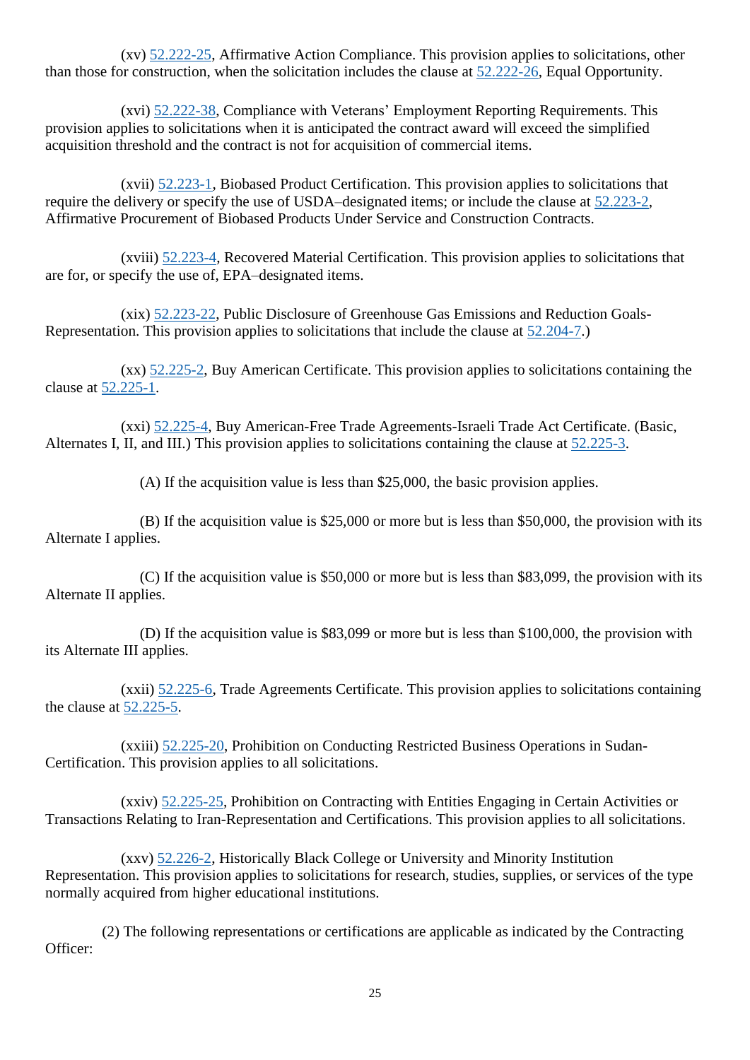(xv) 52.222-25, Affirmative Action Compliance. This provision applies to solicitations, other than those for construction, when the solicitation includes the clause at 52.222-26, Equal Opportunity.

(xvi) 52.222-38, Compliance with Veterans' Employment Reporting Requirements. This provision applies to solicitations when it is anticipated the contract award will exceed the simplified acquisition threshold and the contract is not for acquisition of commercial items.

(xvii) 52.223-1, Biobased Product Certification. This provision applies to solicitations that require the delivery or specify the use of USDA–designated items; or include the clause at 52.223-2, Affirmative Procurement of Biobased Products Under Service and Construction Contracts.

(xviii) 52.223-4, Recovered Material Certification. This provision applies to solicitations that are for, or specify the use of, EPA–designated items.

(xix) 52.223-22, Public Disclosure of Greenhouse Gas Emissions and Reduction Goals-Representation. This provision applies to solicitations that include the clause at 52.204-7.)

(xx) 52.225-2, Buy American Certificate. This provision applies to solicitations containing the clause at 52.225-1.

(xxi) 52.225-4, Buy American-Free Trade Agreements-Israeli Trade Act Certificate. (Basic, Alternates I, II, and III.) This provision applies to solicitations containing the clause at 52.225-3.

(A) If the acquisition value is less than $25,000, the basic provision applies.

(B) If the acquisition value is $25,000 or more but is less than $50,000, the provision with its Alternate I applies.

(C) If the acquisition value is $50,000 or more but is less than $83,099, the provision with its Alternate II applies.

(D) If the acquisition value is $83,099 or more but is less than $100,000, the provision with its Alternate III applies.

(xxii) 52.225-6, Trade Agreements Certificate. This provision applies to solicitations containing the clause at 52.225-5.

(xxiii) 52.225-20, Prohibition on Conducting Restricted Business Operations in Sudan-Certification. This provision applies to all solicitations.

(xxiv) 52.225-25, Prohibition on Contracting with Entities Engaging in Certain Activities or Transactions Relating to Iran-Representation and Certifications. This provision applies to all solicitations.

(xxv) 52.226-2, Historically Black College or University and Minority Institution Representation. This provision applies to solicitations for research, studies, supplies, or services of the type normally acquired from higher educational institutions.

(2) The following representations or certifications are applicable as indicated by the Contracting Officer: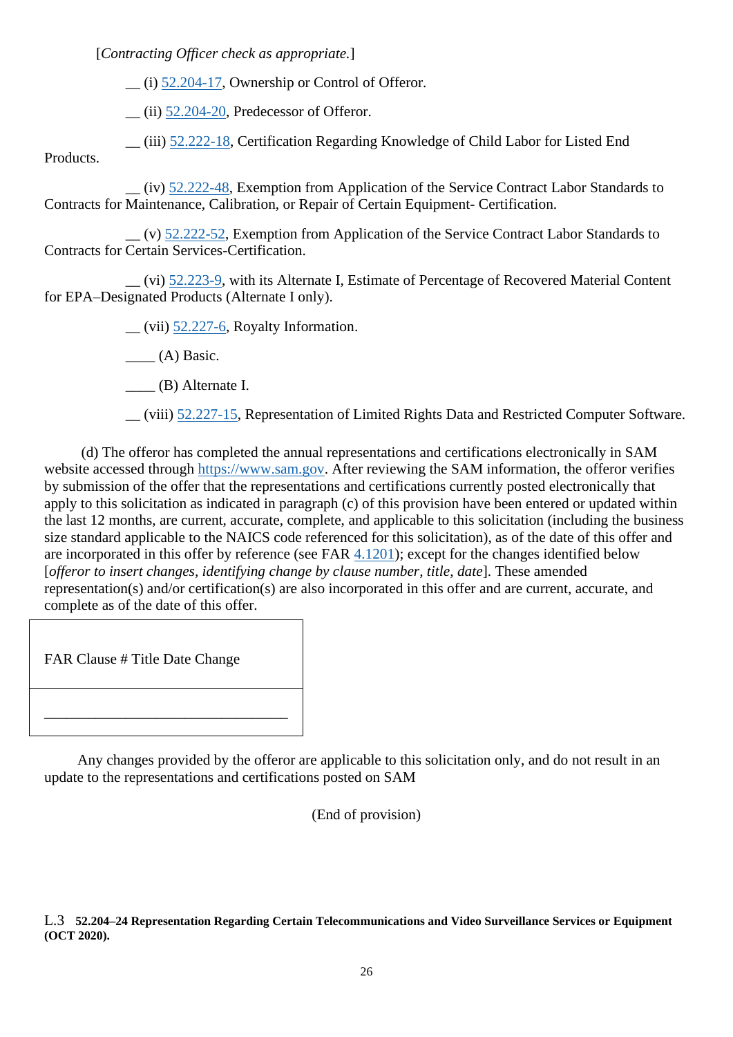[*Contracting Officer check as appropriate.*]

__ (i) 52.204-17, Ownership or Control of Offeror.

__ (ii) 52.204-20, Predecessor of Offeror.

__ (iii) 52.222-18, Certification Regarding Knowledge of Child Labor for Listed End Products.

__ (iv) 52.222-48, Exemption from Application of the Service Contract Labor Standards to Contracts for Maintenance, Calibration, or Repair of Certain Equipment- Certification.

__ (v) 52.222-52, Exemption from Application of the Service Contract Labor Standards to Contracts for Certain Services-Certification.

__ (vi) 52.223-9, with its Alternate I, Estimate of Percentage of Recovered Material Content for EPA–Designated Products (Alternate I only).

__ (vii) 52.227-6, Royalty Information.

____ (A) Basic.

____ (B) Alternate I.

__ (viii) 52.227-15, Representation of Limited Rights Data and Restricted Computer Software.

(d) The offeror has completed the annual representations and certifications electronically in SAM website accessed through https://www.sam.gov. After reviewing the SAM information, the offeror verifies by submission of the offer that the representations and certifications currently posted electronically that apply to this solicitation as indicated in paragraph (c) of this provision have been entered or updated within the last 12 months, are current, accurate, complete, and applicable to this solicitation (including the business size standard applicable to the NAICS code referenced for this solicitation), as of the date of this offer and are incorporated in this offer by reference (see FAR 4.1201); except for the changes identified below [*offeror to insert changes, identifying change by clause number, title, date*]. These amended representation(s) and/or certification(s) are also incorporated in this offer and are current, accurate, and complete as of the date of this offer.

| FAR Clause # Title Date Change |
|---|
| _________________________________ |

Any changes provided by the offeror are applicable to this solicitation only, and do not result in an update to the representations and certifications posted on SAM

(End of provision)

L.3 **52.204–24 Representation Regarding Certain Telecommunications and Video Surveillance Services or Equipment (OCT 2020).**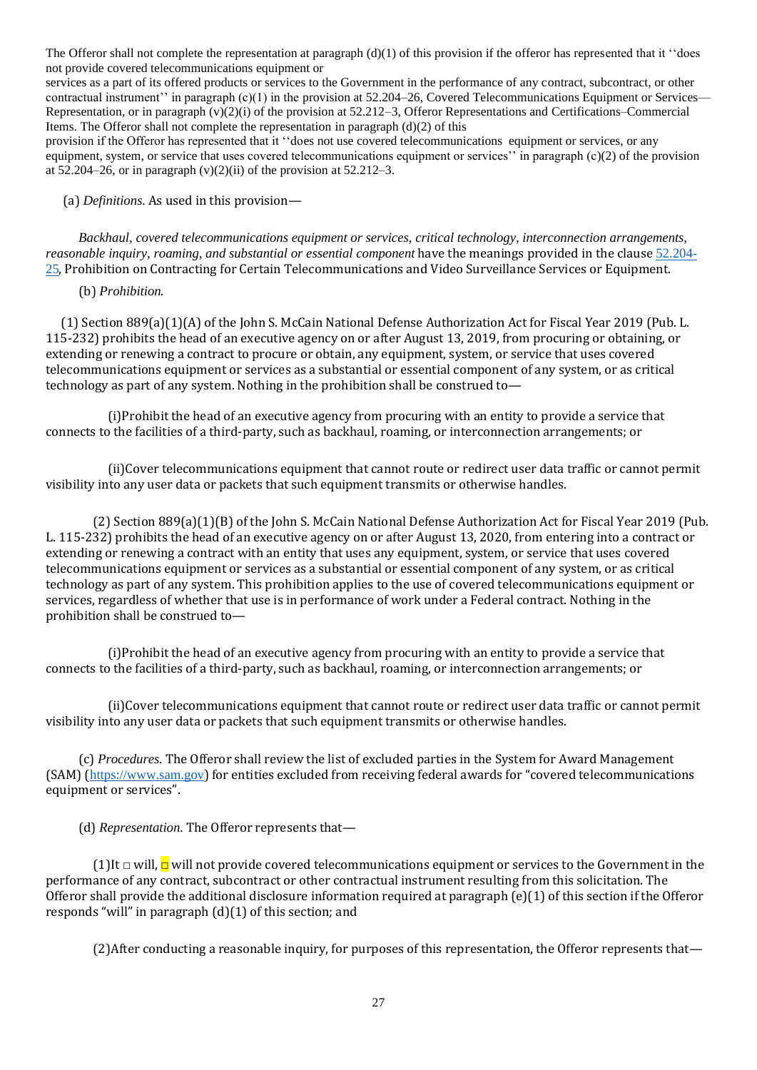The Offeror shall not complete the representation at paragraph (d)(1) of this provision if the offeror has represented that it ''does not provide covered telecommunications equipment or services as a part of its offered products or services to the Government in the performance of any contract, subcontract, or other contractual instrument'' in paragraph (c)(1) in the provision at 52.204–26, Covered Telecommunications Equipment or Services—Representation, or in paragraph (v)(2)(i) of the provision at 52.212–3, Offeror Representations and Certifications–Commercial Items. The Offeror shall not complete the representation in paragraph (d)(2) of this provision if the Offeror has represented that it ''does not use covered telecommunications equipment or services, or any equipment, system, or service that uses covered telecommunications equipment or services'' in paragraph (c)(2) of the provision at 52.204–26, or in paragraph (v)(2)(ii) of the provision at 52.212–3.

(a) *Definitions*. As used in this provision—

*Backhaul, covered telecommunications equipment or services, critical technology, interconnection arrangements, reasonable inquiry, roaming, and substantial or essential component* have the meanings provided in the clause 52.204-25, Prohibition on Contracting for Certain Telecommunications and Video Surveillance Services or Equipment.

(b) *Prohibition*.

(1) Section 889(a)(1)(A) of the John S. McCain National Defense Authorization Act for Fiscal Year 2019 (Pub. L. 115-232) prohibits the head of an executive agency on or after August 13, 2019, from procuring or obtaining, or extending or renewing a contract to procure or obtain, any equipment, system, or service that uses covered telecommunications equipment or services as a substantial or essential component of any system, or as critical technology as part of any system. Nothing in the prohibition shall be construed to—

(i)Prohibit the head of an executive agency from procuring with an entity to provide a service that connects to the facilities of a third-party, such as backhaul, roaming, or interconnection arrangements; or

(ii)Cover telecommunications equipment that cannot route or redirect user data traffic or cannot permit visibility into any user data or packets that such equipment transmits or otherwise handles.

(2) Section 889(a)(1)(B) of the John S. McCain National Defense Authorization Act for Fiscal Year 2019 (Pub. L. 115-232) prohibits the head of an executive agency on or after August 13, 2020, from entering into a contract or extending or renewing a contract with an entity that uses any equipment, system, or service that uses covered telecommunications equipment or services as a substantial or essential component of any system, or as critical technology as part of any system. This prohibition applies to the use of covered telecommunications equipment or services, regardless of whether that use is in performance of work under a Federal contract. Nothing in the prohibition shall be construed to—

(i)Prohibit the head of an executive agency from procuring with an entity to provide a service that connects to the facilities of a third-party, such as backhaul, roaming, or interconnection arrangements; or

(ii)Cover telecommunications equipment that cannot route or redirect user data traffic or cannot permit visibility into any user data or packets that such equipment transmits or otherwise handles.

(c) *Procedures*. The Offeror shall review the list of excluded parties in the System for Award Management (SAM) (https://www.sam.gov) for entities excluded from receiving federal awards for "covered telecommunications equipment or services".

(d) *Representation*. The Offeror represents that—

(1)It □ will, □ will not provide covered telecommunications equipment or services to the Government in the performance of any contract, subcontract or other contractual instrument resulting from this solicitation. The Offeror shall provide the additional disclosure information required at paragraph (e)(1) of this section if the Offeror responds "will" in paragraph (d)(1) of this section; and

(2)After conducting a reasonable inquiry, for purposes of this representation, the Offeror represents that—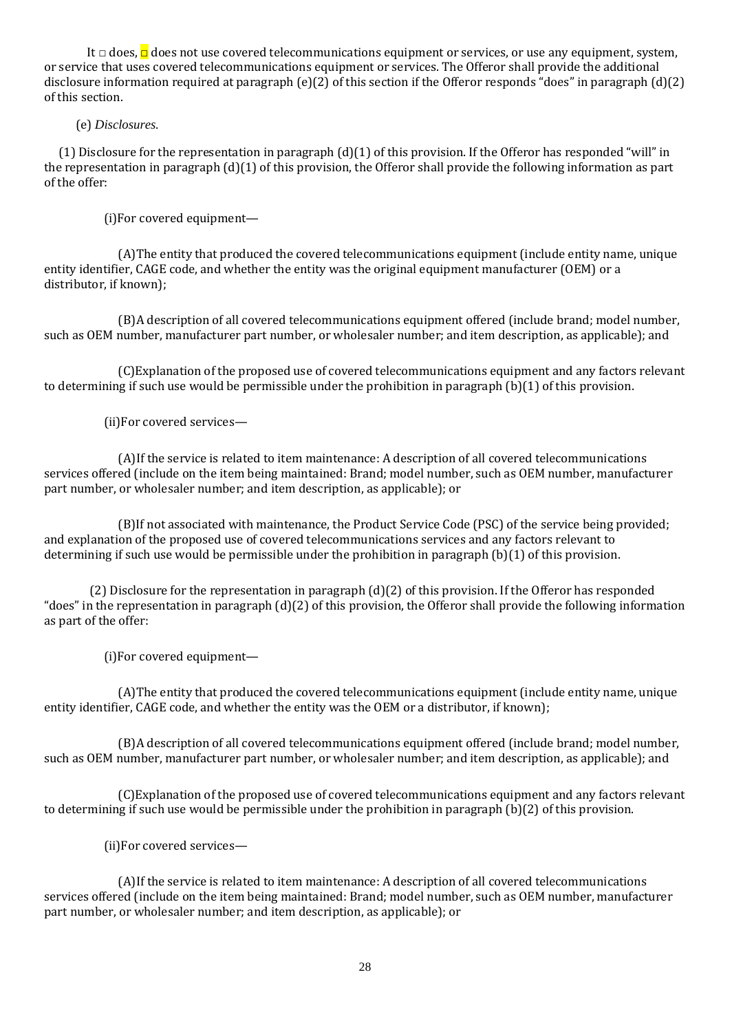It ☐ does, ☐ does not use covered telecommunications equipment or services, or use any equipment, system, or service that uses covered telecommunications equipment or services. The Offeror shall provide the additional disclosure information required at paragraph (e)(2) of this section if the Offeror responds "does" in paragraph (d)(2) of this section.

(e) *Disclosures*.

(1) Disclosure for the representation in paragraph (d)(1) of this provision. If the Offeror has responded "will" in the representation in paragraph (d)(1) of this provision, the Offeror shall provide the following information as part of the offer:

(i)For covered equipment—

(A)The entity that produced the covered telecommunications equipment (include entity name, unique entity identifier, CAGE code, and whether the entity was the original equipment manufacturer (OEM) or a distributor, if known);

(B)A description of all covered telecommunications equipment offered (include brand; model number, such as OEM number, manufacturer part number, or wholesaler number; and item description, as applicable); and

(C)Explanation of the proposed use of covered telecommunications equipment and any factors relevant to determining if such use would be permissible under the prohibition in paragraph (b)(1) of this provision.

(ii)For covered services—

(A)If the service is related to item maintenance: A description of all covered telecommunications services offered (include on the item being maintained: Brand; model number, such as OEM number, manufacturer part number, or wholesaler number; and item description, as applicable); or

(B)If not associated with maintenance, the Product Service Code (PSC) of the service being provided; and explanation of the proposed use of covered telecommunications services and any factors relevant to determining if such use would be permissible under the prohibition in paragraph (b)(1) of this provision.

(2) Disclosure for the representation in paragraph (d)(2) of this provision. If the Offeror has responded "does" in the representation in paragraph (d)(2) of this provision, the Offeror shall provide the following information as part of the offer:

(i)For covered equipment—

(A)The entity that produced the covered telecommunications equipment (include entity name, unique entity identifier, CAGE code, and whether the entity was the OEM or a distributor, if known);

(B)A description of all covered telecommunications equipment offered (include brand; model number, such as OEM number, manufacturer part number, or wholesaler number; and item description, as applicable); and

(C)Explanation of the proposed use of covered telecommunications equipment and any factors relevant to determining if such use would be permissible under the prohibition in paragraph (b)(2) of this provision.

(ii)For covered services—

(A)If the service is related to item maintenance: A description of all covered telecommunications services offered (include on the item being maintained: Brand; model number, such as OEM number, manufacturer part number, or wholesaler number; and item description, as applicable); or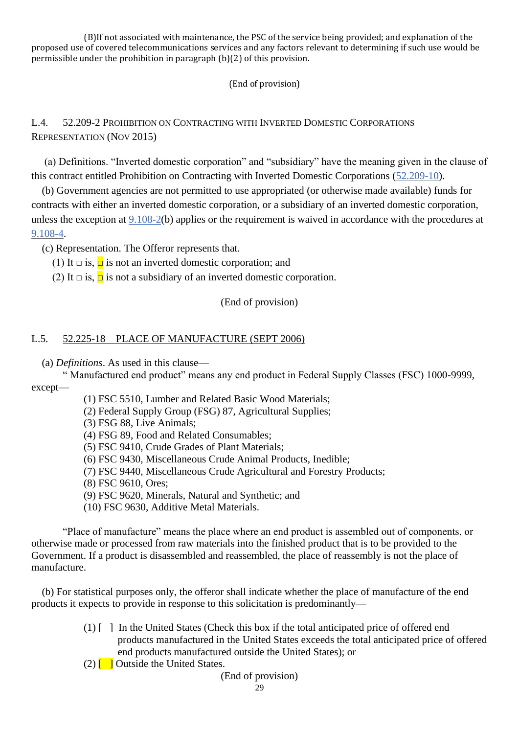(B)If not associated with maintenance, the PSC of the service being provided; and explanation of the proposed use of covered telecommunications services and any factors relevant to determining if such use would be permissible under the prohibition in paragraph (b)(2) of this provision.

(End of provision)

L.4. 52.209-2 PROHIBITION ON CONTRACTING WITH INVERTED DOMESTIC CORPORATIONS REPRESENTATION (NOV 2015)

(a) Definitions. "Inverted domestic corporation" and "subsidiary" have the meaning given in the clause of this contract entitled Prohibition on Contracting with Inverted Domestic Corporations (52.209-10).

(b) Government agencies are not permitted to use appropriated (or otherwise made available) funds for contracts with either an inverted domestic corporation, or a subsidiary of an inverted domestic corporation, unless the exception at 9.108-2(b) applies or the requirement is waived in accordance with the procedures at 9.108-4.

(c) Representation. The Offeror represents that.

(1) It □ is, □ is not an inverted domestic corporation; and

(2) It □ is, □ is not a subsidiary of an inverted domestic corporation.

(End of provision)

L.5. 52.225-18 PLACE OF MANUFACTURE (SEPT 2006)

(a) *Definitions*. As used in this clause—

"Manufactured end product" means any end product in Federal Supply Classes (FSC) 1000-9999, except—

(1) FSC 5510, Lumber and Related Basic Wood Materials;
(2) Federal Supply Group (FSG) 87, Agricultural Supplies;
(3) FSG 88, Live Animals;
(4) FSG 89, Food and Related Consumables;
(5) FSC 9410, Crude Grades of Plant Materials;
(6) FSC 9430, Miscellaneous Crude Animal Products, Inedible;
(7) FSC 9440, Miscellaneous Crude Agricultural and Forestry Products;
(8) FSC 9610, Ores;
(9) FSC 9620, Minerals, Natural and Synthetic; and
(10) FSC 9630, Additive Metal Materials.

"Place of manufacture" means the place where an end product is assembled out of components, or otherwise made or processed from raw materials into the finished product that is to be provided to the Government. If a product is disassembled and reassembled, the place of reassembly is not the place of manufacture.

(b) For statistical purposes only, the offeror shall indicate whether the place of manufacture of the end products it expects to provide in response to this solicitation is predominantly—

(1) [ ] In the United States (Check this box if the total anticipated price of offered end products manufactured in the United States exceeds the total anticipated price of offered end products manufactured outside the United States); or

(2) [ ] Outside the United States.

(End of provision)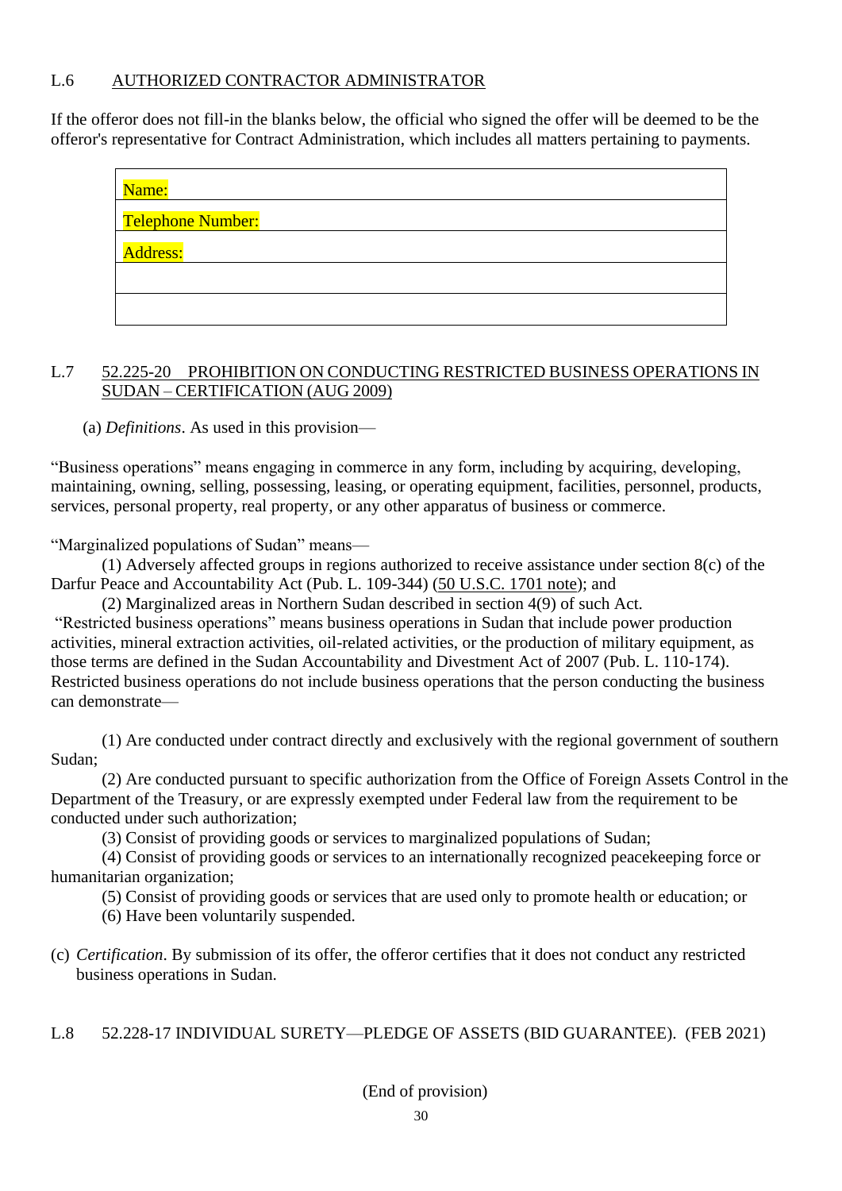## L.6 AUTHORIZED CONTRACTOR ADMINISTRATOR

If the offeror does not fill-in the blanks below, the official who signed the offer will be deemed to be the offeror's representative for Contract Administration, which includes all matters pertaining to payments.

| Name: |
|---|
| Telephone Number: |
| Address: |
| |
| |

## L.7 52.225-20 PROHIBITION ON CONDUCTING RESTRICTED BUSINESS OPERATIONS IN SUDAN – CERTIFICATION (AUG 2009)

(a) *Definitions*. As used in this provision—

"Business operations" means engaging in commerce in any form, including by acquiring, developing, maintaining, owning, selling, possessing, leasing, or operating equipment, facilities, personnel, products, services, personal property, real property, or any other apparatus of business or commerce.

"Marginalized populations of Sudan" means—

(1) Adversely affected groups in regions authorized to receive assistance under section 8(c) of the Darfur Peace and Accountability Act (Pub. L. 109-344) (50 U.S.C. 1701 note); and

(2) Marginalized areas in Northern Sudan described in section 4(9) of such Act.

"Restricted business operations" means business operations in Sudan that include power production activities, mineral extraction activities, oil-related activities, or the production of military equipment, as those terms are defined in the Sudan Accountability and Divestment Act of 2007 (Pub. L. 110-174). Restricted business operations do not include business operations that the person conducting the business can demonstrate—

(1) Are conducted under contract directly and exclusively with the regional government of southern Sudan;

(2) Are conducted pursuant to specific authorization from the Office of Foreign Assets Control in the Department of the Treasury, or are expressly exempted under Federal law from the requirement to be conducted under such authorization;

(3) Consist of providing goods or services to marginalized populations of Sudan;

(4) Consist of providing goods or services to an internationally recognized peacekeeping force or humanitarian organization;

(5) Consist of providing goods or services that are used only to promote health or education; or

(6) Have been voluntarily suspended.

(c) *Certification*. By submission of its offer, the offeror certifies that it does not conduct any restricted business operations in Sudan.

## L.8 52.228-17 INDIVIDUAL SURETY—PLEDGE OF ASSETS (BID GUARANTEE). (FEB 2021)

(End of provision)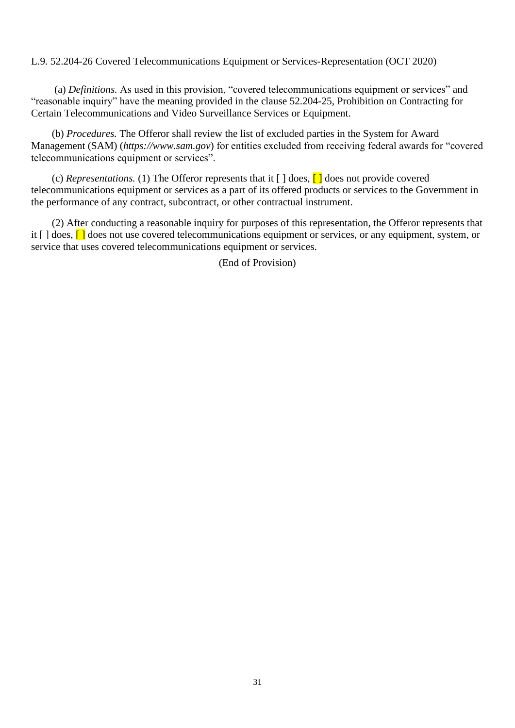L.9. 52.204-26 Covered Telecommunications Equipment or Services-Representation (OCT 2020)

(a) *Definitions.* As used in this provision, "covered telecommunications equipment or services" and "reasonable inquiry" have the meaning provided in the clause 52.204-25, Prohibition on Contracting for Certain Telecommunications and Video Surveillance Services or Equipment.

(b) *Procedures.* The Offeror shall review the list of excluded parties in the System for Award Management (SAM) (*https://www.sam.gov*) for entities excluded from receiving federal awards for "covered telecommunications equipment or services".

(c) *Representations.* (1) The Offeror represents that it [ ] does, [ ] does not provide covered telecommunications equipment or services as a part of its offered products or services to the Government in the performance of any contract, subcontract, or other contractual instrument.

(2) After conducting a reasonable inquiry for purposes of this representation, the Offeror represents that it [ ] does, [ ] does not use covered telecommunications equipment or services, or any equipment, system, or service that uses covered telecommunications equipment or services.

(End of Provision)